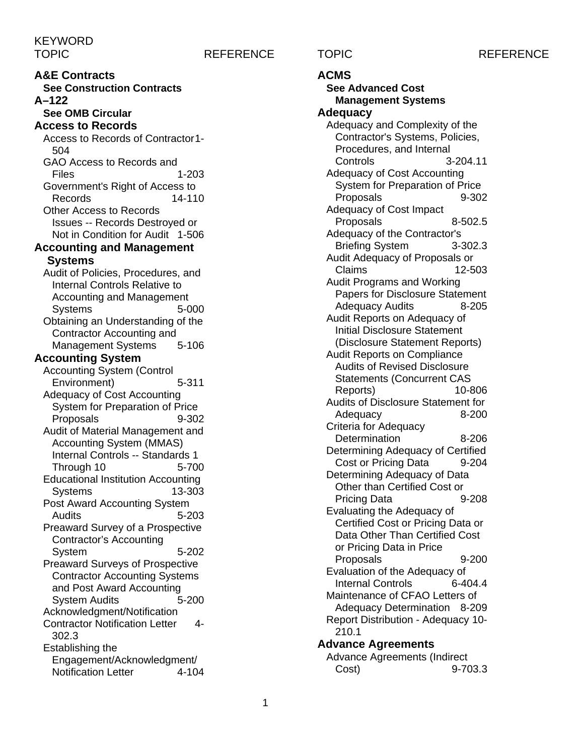KEYWORD

| TOPIC | REFERENCE |
| --- | --- |
| **A&E Contracts** | |
| **See Construction Contracts** | |
| **A–122** | |
| **See OMB Circular** | |
| **Access to Records** | |
| Access to Records of Contractor | 1-504 |
| GAO Access to Records and Files | 1-203 |
| Government's Right of Access to Records | 14-110 |
| Other Access to Records Issues -- Records Destroyed or Not in Condition for Audit | 1-506 |
| **Accounting and Management Systems** | |
| Audit of Policies, Procedures, and Internal Controls Relative to Accounting and Management Systems | 5-000 |
| Obtaining an Understanding of the Contractor Accounting and Management Systems | 5-106 |
| **Accounting System** | |
| Accounting System (Control Environment) | 5-311 |
| Adequacy of Cost Accounting System for Preparation of Price Proposals | 9-302 |
| Audit of Material Management and Accounting System (MMAS) Internal Controls -- Standards 1 Through 10 | 5-700 |
| Educational Institution Accounting Systems | 13-303 |
| Post Award Accounting System Audits | 5-203 |
| Preaward Survey of a Prospective Contractor's Accounting System | 5-202 |
| Preaward Surveys of Prospective Contractor Accounting Systems and Post Award Accounting System Audits | 5-200 |
| Acknowledgment/Notification | |
| Contractor Notification Letter | 4-302.3 |
| Establishing the Engagement/Acknowledgment/ Notification Letter | 4-104 |
| **ACMS** | |
| **See Advanced Cost Management Systems** | |
| **Adequacy** | |
| Adequacy and Complexity of the Contractor's Systems, Policies, Procedures, and Internal Controls | 3-204.11 |
| Adequacy of Cost Accounting System for Preparation of Price Proposals | 9-302 |
| Adequacy of Cost Impact Proposals | 8-502.5 |
| Adequacy of the Contractor's Briefing System | 3-302.3 |
| Audit Adequacy of Proposals or Claims | 12-503 |
| Audit Programs and Working Papers for Disclosure Statement Adequacy Audits | 8-205 |
| Audit Reports on Adequacy of Initial Disclosure Statement (Disclosure Statement Reports) | |
| Audit Reports on Compliance Audits of Revised Disclosure Statements (Concurrent CAS Reports) | 10-806 |
| Audits of Disclosure Statement for Adequacy | 8-200 |
| Criteria for Adequacy Determination | 8-206 |
| Determining Adequacy of Certified Cost or Pricing Data | 9-204 |
| Determining Adequacy of Data Other than Certified Cost or Pricing Data | 9-208 |
| Evaluating the Adequacy of Certified Cost or Pricing Data or Data Other Than Certified Cost or Pricing Data in Price Proposals | 9-200 |
| Evaluation of the Adequacy of Internal Controls | 6-404.4 |
| Maintenance of CFAO Letters of Adequacy Determination | 8-209 |
| Report Distribution - Adequacy | 10-210.1 |
| **Advance Agreements** | |
| Advance Agreements (Indirect Cost) | 9-703.3 |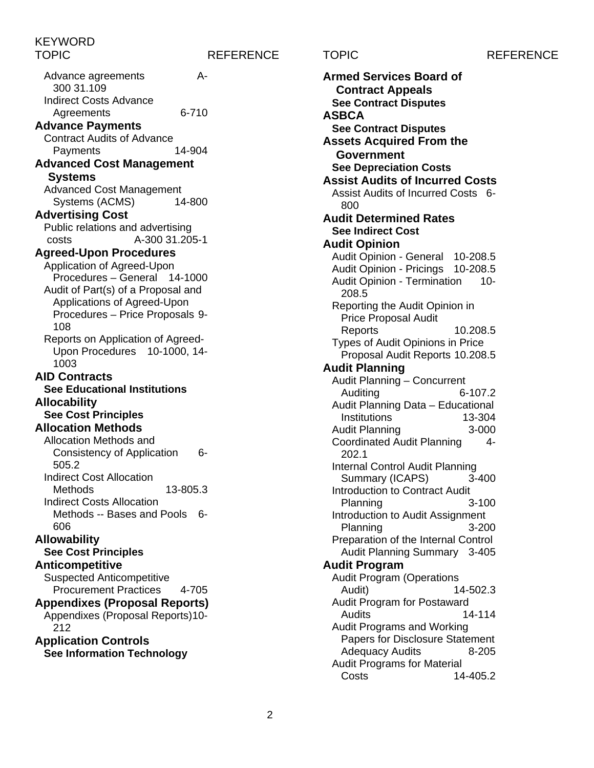KEYWORD

| TOPIC | REFERENCE |
|---|---|

Advance agreements A-300 31.109
Indirect Costs Advance Agreements 6-710

**Advance Payments**
Contract Audits of Advance Payments 14-904

**Advanced Cost Management Systems**
Advanced Cost Management Systems (ACMS) 14-800

**Advertising Cost**
Public relations and advertising costs A-300 31.205-1

**Agreed-Upon Procedures**
Application of Agreed-Upon Procedures – General 14-1000
Audit of Part(s) of a Proposal and Applications of Agreed-Upon Procedures – Price Proposals 9-108
Reports on Application of Agreed-Upon Procedures 10-1000, 14-1003

**AID Contracts**
**See Educational Institutions**

**Allocability**
**See Cost Principles**

**Allocation Methods**
Allocation Methods and Consistency of Application 6-505.2
Indirect Cost Allocation Methods 13-805.3
Indirect Costs Allocation Methods -- Bases and Pools 6-606

**Allowability**
**See Cost Principles**

**Anticompetitive**
Suspected Anticompetitive Procurement Practices 4-705

**Appendixes (Proposal Reports)**
Appendixes (Proposal Reports) 10-212

**Application Controls**
**See Information Technology**

**Armed Services Board of Contract Appeals**
**See Contract Disputes**

**ASBCA**
**See Contract Disputes**

**Assets Acquired From the Government**
**See Depreciation Costs**

**Assist Audits of Incurred Costs**
Assist Audits of Incurred Costs 6-800

**Audit Determined Rates**
**See Indirect Cost**

**Audit Opinion**
Audit Opinion - General 10-208.5
Audit Opinion - Pricings 10-208.5
Audit Opinion - Termination 10-208.5
Reporting the Audit Opinion in Price Proposal Audit Reports 10.208.5
Types of Audit Opinions in Price Proposal Audit Reports 10.208.5

**Audit Planning**
Audit Planning – Concurrent Auditing 6-107.2
Audit Planning Data – Educational Institutions 13-304
Audit Planning 3-000
Coordinated Audit Planning 4-202.1
Internal Control Audit Planning Summary (ICAPS) 3-400
Introduction to Contract Audit Planning 3-100
Introduction to Audit Assignment Planning 3-200
Preparation of the Internal Control Audit Planning Summary 3-405

**Audit Program**
Audit Program (Operations Audit) 14-502.3
Audit Program for Postaward Audits 14-114
Audit Programs and Working Papers for Disclosure Statement Adequacy Audits 8-205
Audit Programs for Material Costs 14-405.2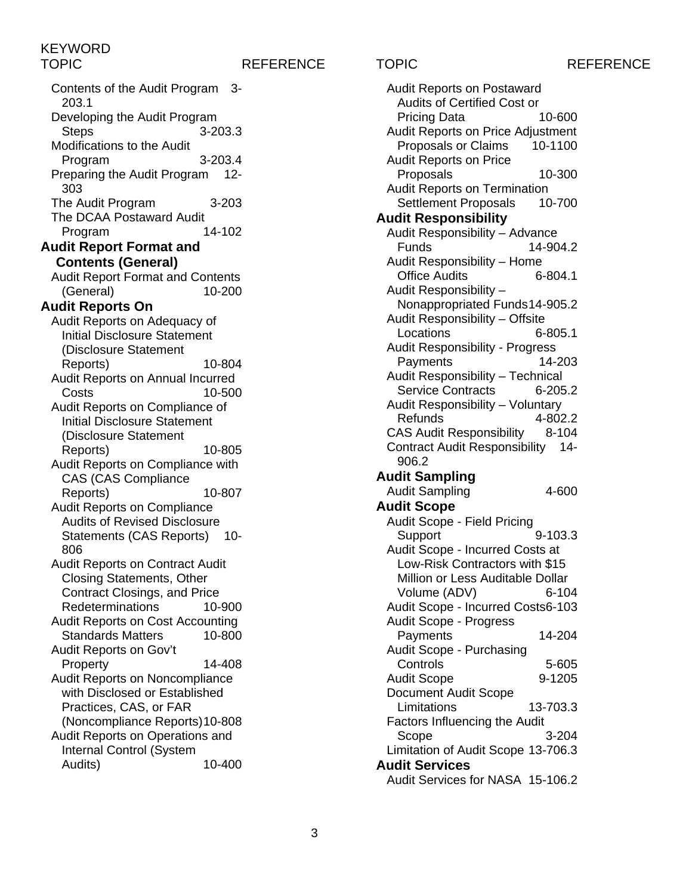KEYWORD

| TOPIC | REFERENCE |
| --- | --- |
| Contents of the Audit Program | 3-203.1 |
| Developing the Audit Program Steps | 3-203.3 |
| Modifications to the Audit Program | 3-203.4 |
| Preparing the Audit Program | 12-303 |
| The Audit Program | 3-203 |
| The DCAA Postaward Audit Program | 14-102 |
| **Audit Report Format and Contents (General)** | |
| Audit Report Format and Contents (General) | 10-200 |
| **Audit Reports On** | |
| Audit Reports on Adequacy of Initial Disclosure Statement (Disclosure Statement Reports) | 10-804 |
| Audit Reports on Annual Incurred Costs | 10-500 |
| Audit Reports on Compliance of Initial Disclosure Statement (Disclosure Statement Reports) | 10-805 |
| Audit Reports on Compliance with CAS (CAS Compliance Reports) | 10-807 |
| Audit Reports on Compliance Audits of Revised Disclosure Statements (CAS Reports) | 10-806 |
| Audit Reports on Contract Audit Closing Statements, Other Contract Closings, and Price Redeterminations | 10-900 |
| Audit Reports on Cost Accounting Standards Matters | 10-800 |
| Audit Reports on Gov't Property | 14-408 |
| Audit Reports on Noncompliance with Disclosed or Established Practices, CAS, or FAR (Noncompliance Reports) | 10-808 |
| Audit Reports on Operations and Internal Control (System Audits) | 10-400 |
| Audit Reports on Postaward Audits of Certified Cost or Pricing Data | 10-600 |
| Audit Reports on Price Adjustment Proposals or Claims | 10-1100 |
| Audit Reports on Price Proposals | 10-300 |
| Audit Reports on Termination Settlement Proposals | 10-700 |
| **Audit Responsibility** | |
| Audit Responsibility – Advance Funds | 14-904.2 |
| Audit Responsibility – Home Office Audits | 6-804.1 |
| Audit Responsibility – Nonappropriated Funds | 14-905.2 |
| Audit Responsibility – Offsite Locations | 6-805.1 |
| Audit Responsibility - Progress Payments | 14-203 |
| Audit Responsibility – Technical Service Contracts | 6-205.2 |
| Audit Responsibility – Voluntary Refunds | 4-802.2 |
| CAS Audit Responsibility | 8-104 |
| Contract Audit Responsibility | 14-906.2 |
| **Audit Sampling** | |
| Audit Sampling | 4-600 |
| **Audit Scope** | |
| Audit Scope - Field Pricing Support | 9-103.3 |
| Audit Scope - Incurred Costs at Low-Risk Contractors with $15 Million or Less Auditable Dollar Volume (ADV) | 6-104 |
| Audit Scope - Incurred Costs | 6-103 |
| Audit Scope - Progress Payments | 14-204 |
| Audit Scope - Purchasing Controls | 5-605 |
| Audit Scope | 9-1205 |
| Document Audit Scope Limitations | 13-703.3 |
| Factors Influencing the Audit Scope | 3-204 |
| Limitation of Audit Scope | 13-706.3 |
| **Audit Services** | |
| Audit Services for NASA | 15-106.2 |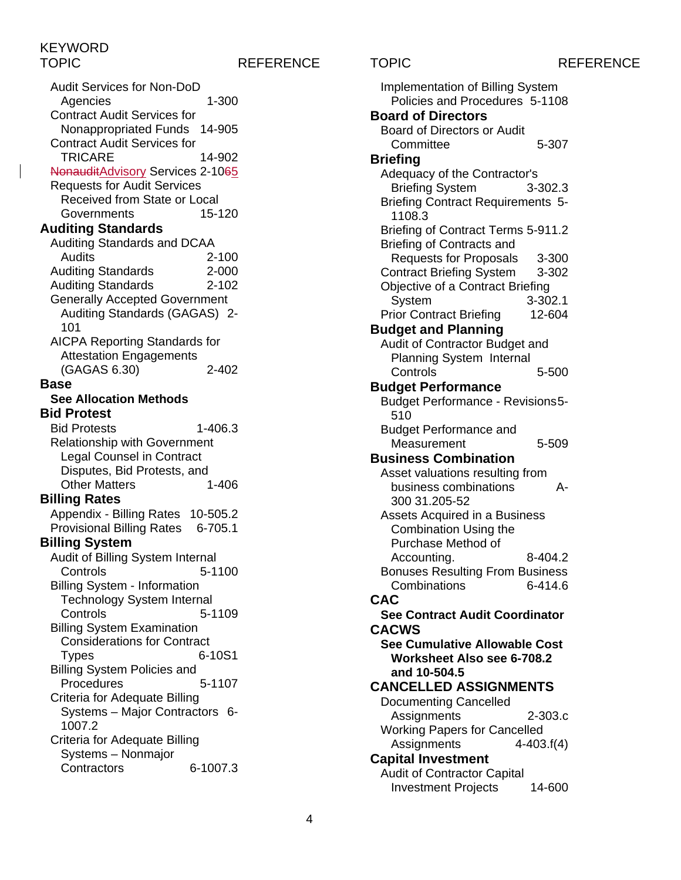KEYWORD

| TOPIC | REFERENCE |
|---|---|
| Audit Services for Non-DoD Agencies | 1-300 |
| Contract Audit Services for Nonappropriated Funds | 14-905 |
| Contract Audit Services for TRICARE | 14-902 |
| ~~Nonaudit~~Advisory Services | 2-10~~6~~5 |
| Requests for Audit Services Received from State or Local Governments | 15-120 |

**Auditing Standards**

| TOPIC | REFERENCE |
|---|---|
| Auditing Standards and DCAA Audits | 2-100 |
| Auditing Standards | 2-000 |
| Auditing Standards | 2-102 |
| Generally Accepted Government Auditing Standards (GAGAS) | 2-101 |
| AICPA Reporting Standards for Attestation Engagements (GAGAS 6.30) | 2-402 |

**Base**

**See Allocation Methods**

**Bid Protest**

| TOPIC | REFERENCE |
|---|---|
| Bid Protests | 1-406.3 |
| Relationship with Government Legal Counsel in Contract Disputes, Bid Protests, and Other Matters | 1-406 |

**Billing Rates**

| TOPIC | REFERENCE |
|---|---|
| Appendix - Billing Rates | 10-505.2 |
| Provisional Billing Rates | 6-705.1 |

**Billing System**

| TOPIC | REFERENCE |
|---|---|
| Audit of Billing System Internal Controls | 5-1100 |
| Billing System - Information Technology System Internal Controls | 5-1109 |
| Billing System Examination Considerations for Contract Types | 6-10S1 |
| Billing System Policies and Procedures | 5-1107 |
| Criteria for Adequate Billing Systems – Major Contractors | 6-1007.2 |
| Criteria for Adequate Billing Systems – Nonmajor Contractors | 6-1007.3 |
| Implementation of Billing System Policies and Procedures | 5-1108 |

**Board of Directors**

| TOPIC | REFERENCE |
|---|---|
| Board of Directors or Audit Committee | 5-307 |

**Briefing**

| TOPIC | REFERENCE |
|---|---|
| Adequacy of the Contractor's Briefing System | 3-302.3 |
| Briefing Contract Requirements | 5-1108.3 |
| Briefing of Contract Terms | 5-911.2 |
| Briefing of Contracts and Requests for Proposals | 3-300 |
| Contract Briefing System | 3-302 |
| Objective of a Contract Briefing System | 3-302.1 |
| Prior Contract Briefing | 12-604 |

**Budget and Planning**

| TOPIC | REFERENCE |
|---|---|
| Audit of Contractor Budget and Planning System Internal Controls | 5-500 |

**Budget Performance**

| TOPIC | REFERENCE |
|---|---|
| Budget Performance - Revisions | 5-510 |
| Budget Performance and Measurement | 5-509 |

**Business Combination**

| TOPIC | REFERENCE |
|---|---|
| Asset valuations resulting from business combinations | A-300 31.205-52 |
| Assets Acquired in a Business Combination Using the Purchase Method of Accounting. | 8-404.2 |
| Bonuses Resulting From Business Combinations | 6-414.6 |

**CAC**

**See Contract Audit Coordinator**

**CACWS**

**See Cumulative Allowable Cost Worksheet Also see 6-708.2 and 10-504.5**

**CANCELLED ASSIGNMENTS**

| TOPIC | REFERENCE |
|---|---|
| Documenting Cancelled Assignments | 2-303.c |
| Working Papers for Cancelled Assignments | 4-403.f(4) |

**Capital Investment**

| TOPIC | REFERENCE |
|---|---|
| Audit of Contractor Capital Investment Projects | 14-600 |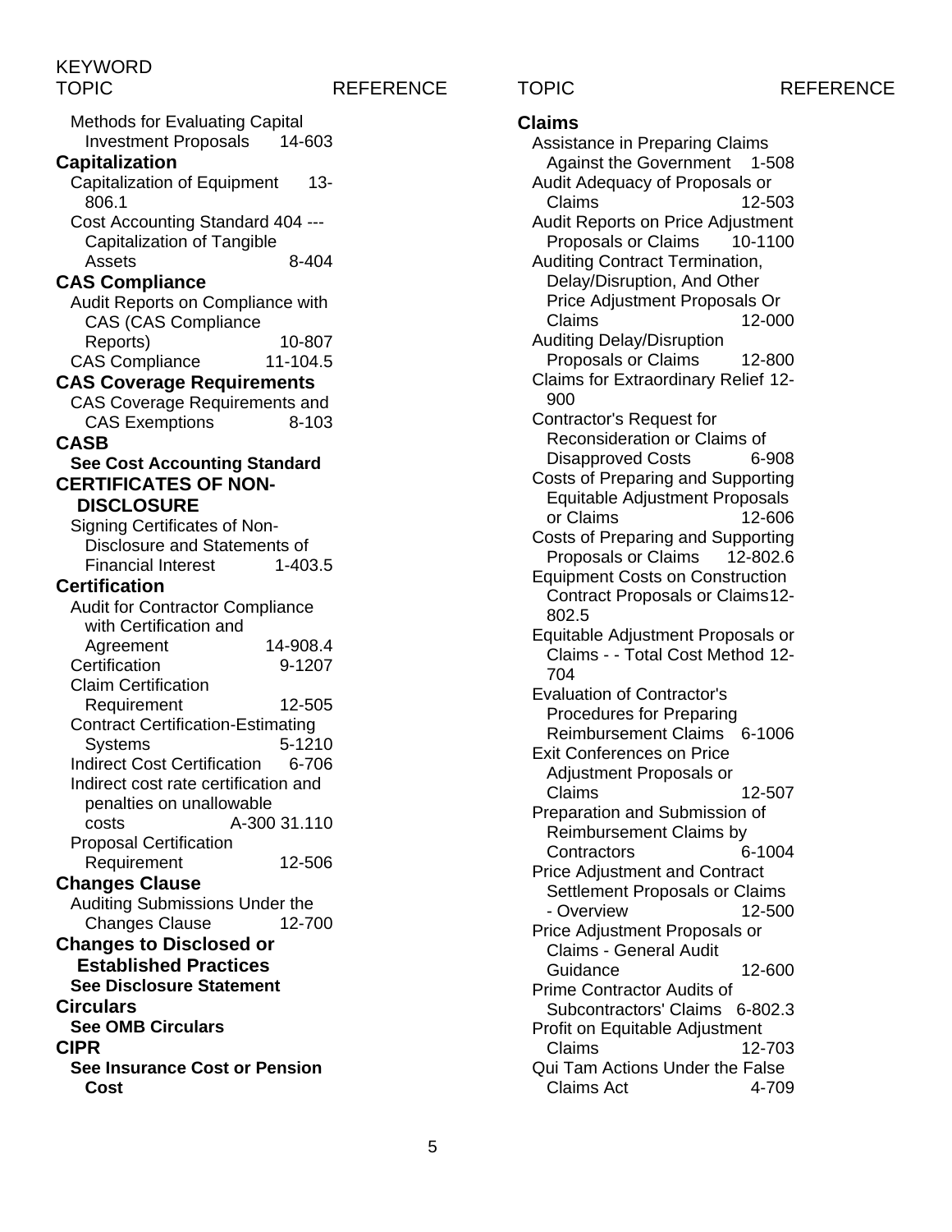| KEYWORD TOPIC | REFERENCE |
|---|---|
| Methods for Evaluating Capital Investment Proposals | 14-603 |
| **Capitalization** | |
| Capitalization of Equipment | 13-806.1 |
| Cost Accounting Standard 404 --- Capitalization of Tangible Assets | 8-404 |
| **CAS Compliance** | |
| Audit Reports on Compliance with CAS (CAS Compliance Reports) | 10-807 |
| CAS Compliance | 11-104.5 |
| **CAS Coverage Requirements** | |
| CAS Coverage Requirements and CAS Exemptions | 8-103 |
| **CASB** | |
| **See Cost Accounting Standard** | |
| **CERTIFICATES OF NON-DISCLOSURE** | |
| Signing Certificates of Non-Disclosure and Statements of Financial Interest | 1-403.5 |
| **Certification** | |
| Audit for Contractor Compliance with Certification and Agreement | 14-908.4 |
| Certification | 9-1207 |
| Claim Certification Requirement | 12-505 |
| Contract Certification-Estimating Systems | 5-1210 |
| Indirect Cost Certification | 6-706 |
| Indirect cost rate certification and penalties on unallowable costs | A-300 31.110 |
| Proposal Certification Requirement | 12-506 |
| **Changes Clause** | |
| Auditing Submissions Under the Changes Clause | 12-700 |
| **Changes to Disclosed or Established Practices** | |
| **See Disclosure Statement** | |
| **Circulars** | |
| **See OMB Circulars** | |
| **CIPR** | |
| **See Insurance Cost or Pension Cost** | |

| TOPIC | REFERENCE |
|---|---|
| **Claims** | |
| Assistance in Preparing Claims Against the Government | 1-508 |
| Audit Adequacy of Proposals or Claims | 12-503 |
| Audit Reports on Price Adjustment Proposals or Claims | 10-1100 |
| Auditing Contract Termination, Delay/Disruption, And Other Price Adjustment Proposals Or Claims | 12-000 |
| Auditing Delay/Disruption Proposals or Claims | 12-800 |
| Claims for Extraordinary Relief | 12-900 |
| Contractor's Request for Reconsideration or Claims of Disapproved Costs | 6-908 |
| Costs of Preparing and Supporting Equitable Adjustment Proposals or Claims | 12-606 |
| Costs of Preparing and Supporting Proposals or Claims | 12-802.6 |
| Equipment Costs on Construction Contract Proposals or Claims | 12-802.5 |
| Equitable Adjustment Proposals or Claims - - Total Cost Method | 12-704 |
| Evaluation of Contractor's Procedures for Preparing Reimbursement Claims | 6-1006 |
| Exit Conferences on Price Adjustment Proposals or Claims | 12-507 |
| Preparation and Submission of Reimbursement Claims by Contractors | 6-1004 |
| Price Adjustment and Contract Settlement Proposals or Claims - Overview | 12-500 |
| Price Adjustment Proposals or Claims - General Audit Guidance | 12-600 |
| Prime Contractor Audits of Subcontractors' Claims | 6-802.3 |
| Profit on Equitable Adjustment Claims | 12-703 |
| Qui Tam Actions Under the False Claims Act | 4-709 |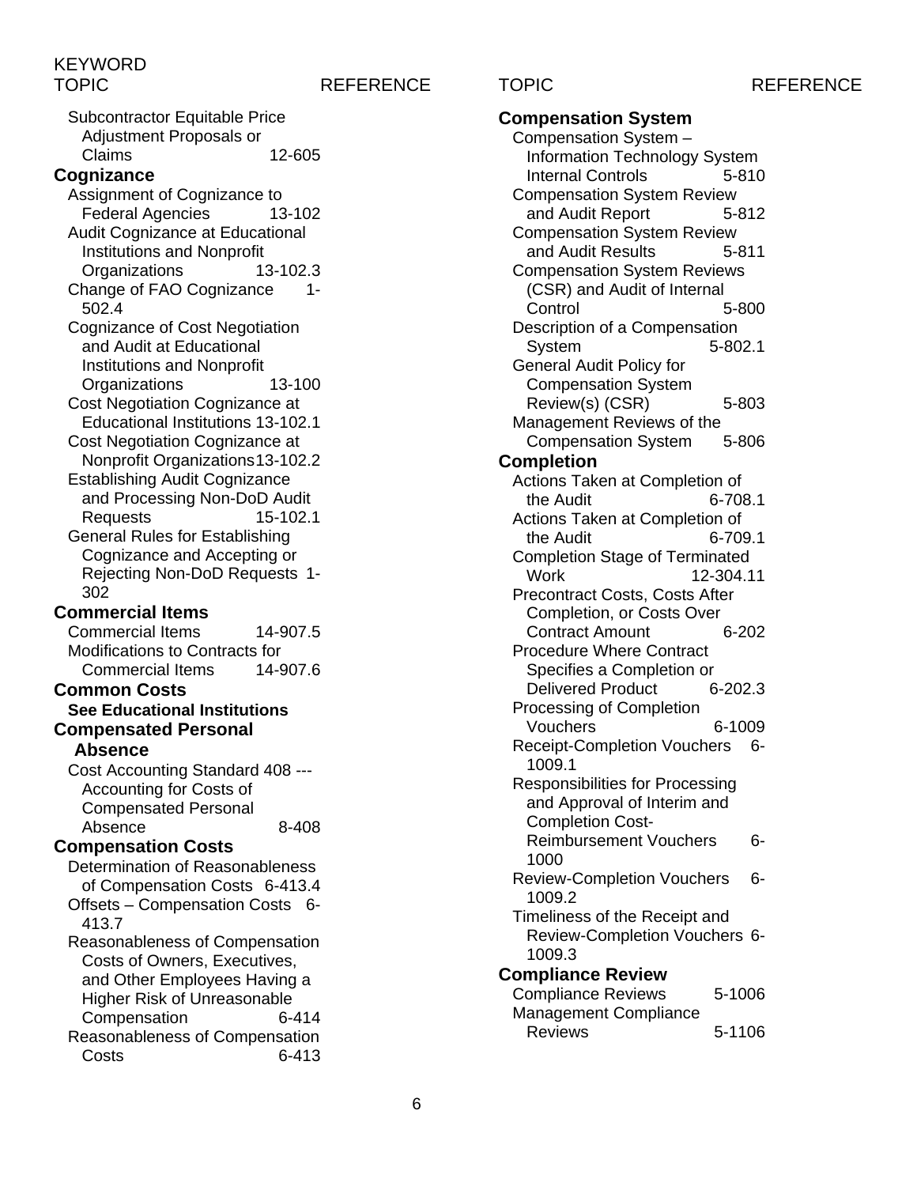KEYWORD

| TOPIC | REFERENCE |
|---|---|
| Subcontractor Equitable Price Adjustment Proposals or Claims | 12-605 |
| **Cognizance** | |
| Assignment of Cognizance to Federal Agencies | 13-102 |
| Audit Cognizance at Educational Institutions and Nonprofit Organizations | 13-102.3 |
| Change of FAO Cognizance | 1-502.4 |
| Cognizance of Cost Negotiation and Audit at Educational Institutions and Nonprofit Organizations | 13-100 |
| Cost Negotiation Cognizance at Educational Institutions | 13-102.1 |
| Cost Negotiation Cognizance at Nonprofit Organizations | 13-102.2 |
| Establishing Audit Cognizance and Processing Non-DoD Audit Requests | 15-102.1 |
| General Rules for Establishing Cognizance and Accepting or Rejecting Non-DoD Requests | 1-302 |
| **Commercial Items** | |
| Commercial Items | 14-907.5 |
| Modifications to Contracts for Commercial Items | 14-907.6 |
| **Common Costs** | |
| **See Educational Institutions** | |
| **Compensated Personal Absence** | |
| Cost Accounting Standard 408 --- Accounting for Costs of Compensated Personal Absence | 8-408 |
| **Compensation Costs** | |
| Determination of Reasonableness of Compensation Costs | 6-413.4 |
| Offsets – Compensation Costs | 6-413.7 |
| Reasonableness of Compensation Costs of Owners, Executives, and Other Employees Having a Higher Risk of Unreasonable Compensation | 6-414 |
| Reasonableness of Compensation Costs | 6-413 |
| **Compensation System** | |
| Compensation System – Information Technology System Internal Controls | 5-810 |
| Compensation System Review and Audit Report | 5-812 |
| Compensation System Review and Audit Results | 5-811 |
| Compensation System Reviews (CSR) and Audit of Internal Control | 5-800 |
| Description of a Compensation System | 5-802.1 |
| General Audit Policy for Compensation System Review(s) (CSR) | 5-803 |
| Management Reviews of the Compensation System | 5-806 |
| **Completion** | |
| Actions Taken at Completion of the Audit | 6-708.1 |
| Actions Taken at Completion of the Audit | 6-709.1 |
| Completion Stage of Terminated Work | 12-304.11 |
| Precontract Costs, Costs After Completion, or Costs Over Contract Amount | 6-202 |
| Procedure Where Contract Specifies a Completion or Delivered Product | 6-202.3 |
| Processing of Completion Vouchers | 6-1009 |
| Receipt-Completion Vouchers | 6-1009.1 |
| Responsibilities for Processing and Approval of Interim and Completion Cost-Reimbursement Vouchers | 6-1000 |
| Review-Completion Vouchers | 6-1009.2 |
| Timeliness of the Receipt and Review-Completion Vouchers | 6-1009.3 |
| **Compliance Review** | |
| Compliance Reviews | 5-1006 |
| Management Compliance Reviews | 5-1106 |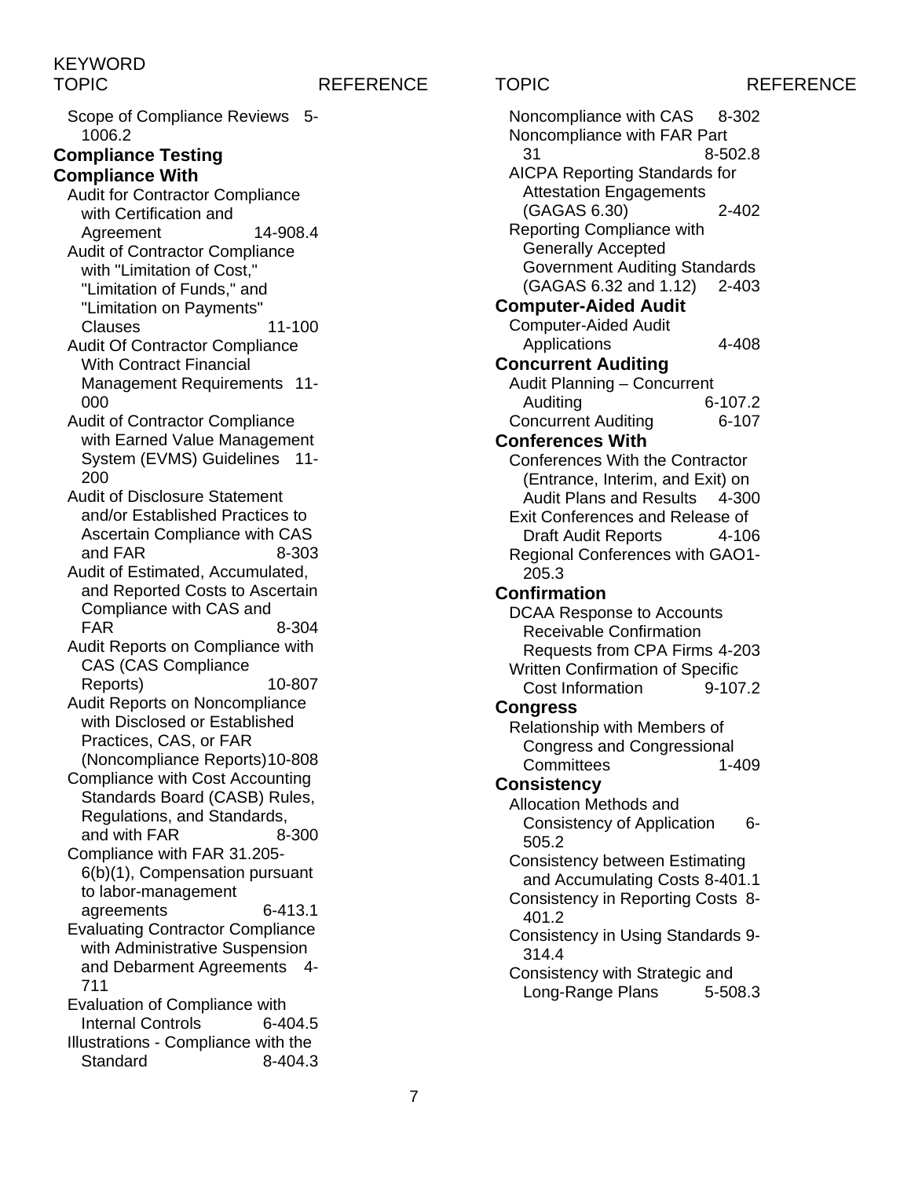KEYWORD

| TOPIC | REFERENCE |
|---|---|
| Scope of Compliance Reviews | 5-1006.2 |
| **Compliance Testing** | |
| **Compliance With** | |
| Audit for Contractor Compliance with Certification and Agreement | 14-908.4 |
| Audit of Contractor Compliance with "Limitation of Cost," "Limitation of Funds," and "Limitation on Payments" Clauses | 11-100 |
| Audit Of Contractor Compliance With Contract Financial Management Requirements | 11-000 |
| Audit of Contractor Compliance with Earned Value Management System (EVMS) Guidelines | 11-200 |
| Audit of Disclosure Statement and/or Established Practices to Ascertain Compliance with CAS and FAR | 8-303 |
| Audit of Estimated, Accumulated, and Reported Costs to Ascertain Compliance with CAS and FAR | 8-304 |
| Audit Reports on Compliance with CAS (CAS Compliance Reports) | 10-807 |
| Audit Reports on Noncompliance with Disclosed or Established Practices, CAS, or FAR (Noncompliance Reports) | 10-808 |
| Compliance with Cost Accounting Standards Board (CASB) Rules, Regulations, and Standards, and with FAR | 8-300 |
| Compliance with FAR 31.205-6(b)(1), Compensation pursuant to labor-management agreements | 6-413.1 |
| Evaluating Contractor Compliance with Administrative Suspension and Debarment Agreements | 4-711 |
| Evaluation of Compliance with Internal Controls | 6-404.5 |
| Illustrations - Compliance with the Standard | 8-404.3 |
| Noncompliance with CAS | 8-302 |
| Noncompliance with FAR Part 31 | 8-502.8 |
| AICPA Reporting Standards for Attestation Engagements (GAGAS 6.30) | 2-402 |
| Reporting Compliance with Generally Accepted Government Auditing Standards (GAGAS 6.32 and 1.12) | 2-403 |
| **Computer-Aided Audit** | |
| Computer-Aided Audit Applications | 4-408 |
| **Concurrent Auditing** | |
| Audit Planning – Concurrent Auditing | 6-107.2 |
| Concurrent Auditing | 6-107 |
| **Conferences With** | |
| Conferences With the Contractor (Entrance, Interim, and Exit) on Audit Plans and Results | 4-300 |
| Exit Conferences and Release of Draft Audit Reports | 4-106 |
| Regional Conferences with GAO | 1-205.3 |
| **Confirmation** | |
| DCAA Response to Accounts Receivable Confirmation Requests from CPA Firms | 4-203 |
| Written Confirmation of Specific Cost Information | 9-107.2 |
| **Congress** | |
| Relationship with Members of Congress and Congressional Committees | 1-409 |
| **Consistency** | |
| Allocation Methods and Consistency of Application | 6-505.2 |
| Consistency between Estimating and Accumulating Costs | 8-401.1 |
| Consistency in Reporting Costs | 8-401.2 |
| Consistency in Using Standards | 9-314.4 |
| Consistency with Strategic and Long-Range Plans | 5-508.3 |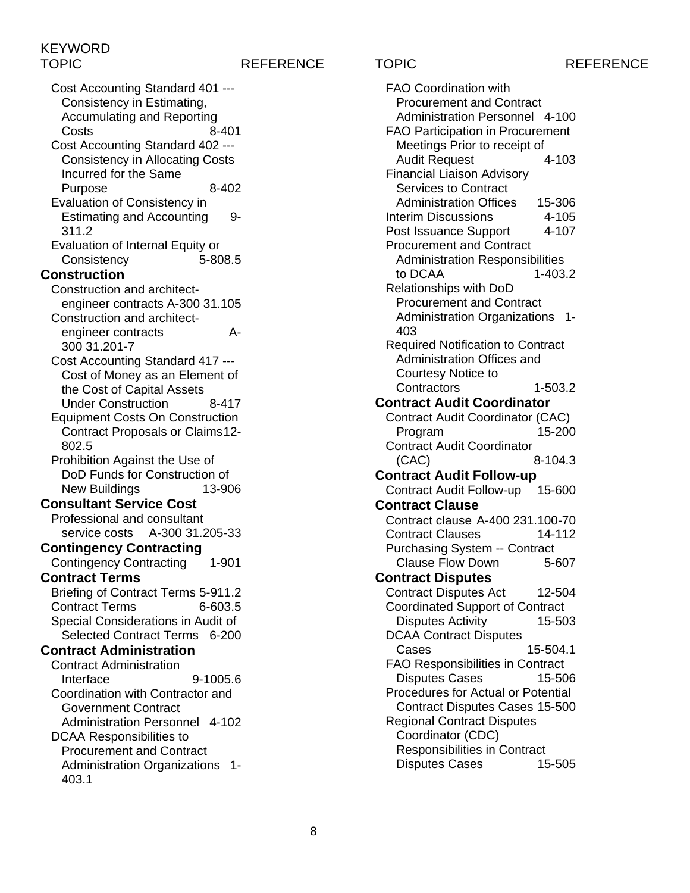KEYWORD

| TOPIC | REFERENCE |
|---|---|
| Cost Accounting Standard 401 --- Consistency in Estimating, Accumulating and Reporting Costs | 8-401 |
| Cost Accounting Standard 402 --- Consistency in Allocating Costs Incurred for the Same Purpose | 8-402 |
| Evaluation of Consistency in Estimating and Accounting | 9-311.2 |
| Evaluation of Internal Equity or Consistency | 5-808.5 |

**Construction**

| TOPIC | REFERENCE |
|---|---|
| Construction and architect-engineer contracts | A-300 31.105 |
| Construction and architect-engineer contracts | A-300 31.201-7 |
| Cost Accounting Standard 417 --- Cost of Money as an Element of the Cost of Capital Assets Under Construction | 8-417 |
| Equipment Costs On Construction Contract Proposals or Claims | 12-802.5 |
| Prohibition Against the Use of DoD Funds for Construction of New Buildings | 13-906 |

**Consultant Service Cost**

| TOPIC | REFERENCE |
|---|---|
| Professional and consultant service costs | A-300 31.205-33 |

**Contingency Contracting**

| TOPIC | REFERENCE |
|---|---|
| Contingency Contracting | 1-901 |

**Contract Terms**

| TOPIC | REFERENCE |
|---|---|
| Briefing of Contract Terms | 5-911.2 |
| Contract Terms | 6-603.5 |
| Special Considerations in Audit of Selected Contract Terms | 6-200 |

**Contract Administration**

| TOPIC | REFERENCE |
|---|---|
| Contract Administration Interface | 9-1005.6 |
| Coordination with Contractor and Government Contract Administration Personnel | 4-102 |
| DCAA Responsibilities to Procurement and Contract Administration Organizations | 1-403.1 |
| FAO Coordination with Procurement and Contract Administration Personnel | 4-100 |
| FAO Participation in Procurement Meetings Prior to receipt of Audit Request | 4-103 |
| Financial Liaison Advisory Services to Contract Administration Offices | 15-306 |
| Interim Discussions | 4-105 |
| Post Issuance Support | 4-107 |
| Procurement and Contract Administration Responsibilities to DCAA | 1-403.2 |
| Relationships with DoD Procurement and Contract Administration Organizations | 1-403 |
| Required Notification to Contract Administration Offices and Courtesy Notice to Contractors | 1-503.2 |

**Contract Audit Coordinator**

| TOPIC | REFERENCE |
|---|---|
| Contract Audit Coordinator (CAC) Program | 15-200 |
| Contract Audit Coordinator (CAC) | 8-104.3 |

**Contract Audit Follow-up**

| TOPIC | REFERENCE |
|---|---|
| Contract Audit Follow-up | 15-600 |

**Contract Clause**

| TOPIC | REFERENCE |
|---|---|
| Contract clause | A-400 231.100-70 |
| Contract Clauses | 14-112 |
| Purchasing System -- Contract Clause Flow Down | 5-607 |

**Contract Disputes**

| TOPIC | REFERENCE |
|---|---|
| Contract Disputes Act | 12-504 |
| Coordinated Support of Contract Disputes Activity | 15-503 |
| DCAA Contract Disputes Cases | 15-504.1 |
| FAO Responsibilities in Contract Disputes Cases | 15-506 |
| Procedures for Actual or Potential Contract Disputes Cases | 15-500 |
| Regional Contract Disputes Coordinator (CDC) Responsibilities in Contract Disputes Cases | 15-505 |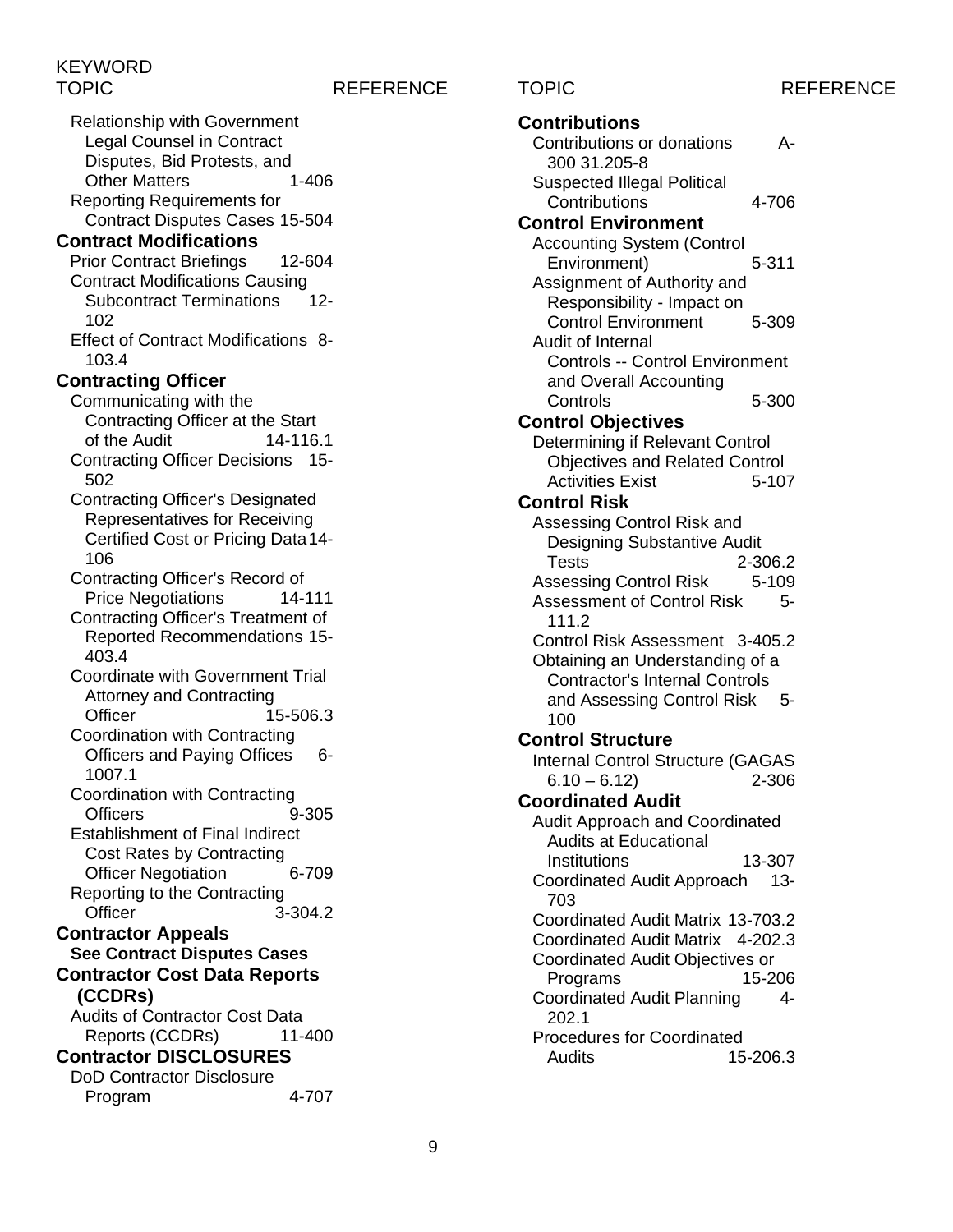KEYWORD

| TOPIC | REFERENCE |
|---|---|
| Relationship with Government Legal Counsel in Contract Disputes, Bid Protests, and Other Matters | 1-406 |
| Reporting Requirements for Contract Disputes Cases | 15-504 |
| **Contract Modifications** | |
| Prior Contract Briefings | 12-604 |
| Contract Modifications Causing Subcontract Terminations | 12-102 |
| Effect of Contract Modifications | 8-103.4 |
| **Contracting Officer** | |
| Communicating with the Contracting Officer at the Start of the Audit | 14-116.1 |
| Contracting Officer Decisions | 15-502 |
| Contracting Officer's Designated Representatives for Receiving Certified Cost or Pricing Data | 14-106 |
| Contracting Officer's Record of Price Negotiations | 14-111 |
| Contracting Officer's Treatment of Reported Recommendations | 15-403.4 |
| Coordinate with Government Trial Attorney and Contracting Officer | 15-506.3 |
| Coordination with Contracting Officers and Paying Offices | 6-1007.1 |
| Coordination with Contracting Officers | 9-305 |
| Establishment of Final Indirect Cost Rates by Contracting Officer Negotiation | 6-709 |
| Reporting to the Contracting Officer | 3-304.2 |
| **Contractor Appeals** | |
| **See Contract Disputes Cases** | |
| **Contractor Cost Data Reports (CCDRs)** | |
| Audits of Contractor Cost Data Reports (CCDRs) | 11-400 |
| **Contractor DISCLOSURES** | |
| DoD Contractor Disclosure Program | 4-707 |

| TOPIC | REFERENCE |
|---|---|
| **Contributions** | |
| Contributions or donations | A-300 31.205-8 |
| Suspected Illegal Political Contributions | 4-706 |
| **Control Environment** | |
| Accounting System (Control Environment) | 5-311 |
| Assignment of Authority and Responsibility - Impact on Control Environment | 5-309 |
| Audit of Internal Controls -- Control Environment and Overall Accounting Controls | 5-300 |
| **Control Objectives** | |
| Determining if Relevant Control Objectives and Related Control Activities Exist | 5-107 |
| **Control Risk** | |
| Assessing Control Risk and Designing Substantive Audit Tests | 2-306.2 |
| Assessing Control Risk | 5-109 |
| Assessment of Control Risk | 5-111.2 |
| Control Risk Assessment | 3-405.2 |
| Obtaining an Understanding of a Contractor's Internal Controls and Assessing Control Risk | 5-100 |
| **Control Structure** | |
| Internal Control Structure (GAGAS 6.10 – 6.12) | 2-306 |
| **Coordinated Audit** | |
| Audit Approach and Coordinated Audits at Educational Institutions | 13-307 |
| Coordinated Audit Approach | 13-703 |
| Coordinated Audit Matrix | 13-703.2 |
| Coordinated Audit Matrix | 4-202.3 |
| Coordinated Audit Objectives or Programs | 15-206 |
| Coordinated Audit Planning | 4-202.1 |
| Procedures for Coordinated Audits | 15-206.3 |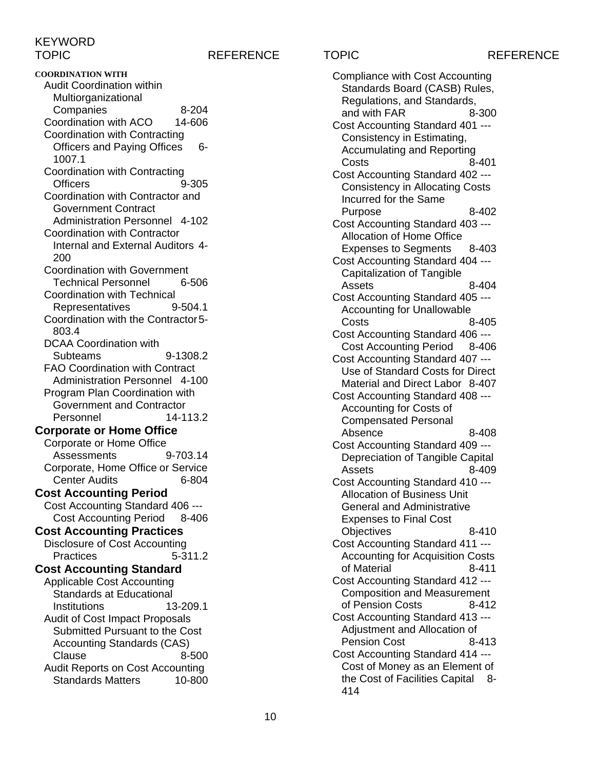KEYWORD

| TOPIC | REFERENCE |
|---|---|
| **COORDINATION WITH** | |
| Audit Coordination within Multiorganizational Companies | 8-204 |
| Coordination with ACO | 14-606 |
| Coordination with Contracting Officers and Paying Offices | 6-1007.1 |
| Coordination with Contracting Officers | 9-305 |
| Coordination with Contractor and Government Contract Administration Personnel | 4-102 |
| Coordination with Contractor Internal and External Auditors | 4-200 |
| Coordination with Government Technical Personnel | 6-506 |
| Coordination with Technical Representatives | 9-504.1 |
| Coordination with the Contractor | 5-803.4 |
| DCAA Coordination with Subteams | 9-1308.2 |
| FAO Coordination with Contract Administration Personnel | 4-100 |
| Program Plan Coordination with Government and Contractor Personnel | 14-113.2 |
| **Corporate or Home Office** | |
| Corporate or Home Office Assessments | 9-703.14 |
| Corporate, Home Office or Service Center Audits | 6-804 |
| **Cost Accounting Period** | |
| Cost Accounting Standard 406 --- Cost Accounting Period | 8-406 |
| **Cost Accounting Practices** | |
| Disclosure of Cost Accounting Practices | 5-311.2 |
| **Cost Accounting Standard** | |
| Applicable Cost Accounting Standards at Educational Institutions | 13-209.1 |
| Audit of Cost Impact Proposals Submitted Pursuant to the Cost Accounting Standards (CAS) Clause | 8-500 |
| Audit Reports on Cost Accounting Standards Matters | 10-800 |
| Compliance with Cost Accounting Standards Board (CASB) Rules, Regulations, and Standards, and with FAR | 8-300 |
| Cost Accounting Standard 401 --- Consistency in Estimating, Accumulating and Reporting Costs | 8-401 |
| Cost Accounting Standard 402 --- Consistency in Allocating Costs Incurred for the Same Purpose | 8-402 |
| Cost Accounting Standard 403 --- Allocation of Home Office Expenses to Segments | 8-403 |
| Cost Accounting Standard 404 --- Capitalization of Tangible Assets | 8-404 |
| Cost Accounting Standard 405 --- Accounting for Unallowable Costs | 8-405 |
| Cost Accounting Standard 406 --- Cost Accounting Period | 8-406 |
| Cost Accounting Standard 407 --- Use of Standard Costs for Direct Material and Direct Labor | 8-407 |
| Cost Accounting Standard 408 --- Accounting for Costs of Compensated Personal Absence | 8-408 |
| Cost Accounting Standard 409 --- Depreciation of Tangible Capital Assets | 8-409 |
| Cost Accounting Standard 410 --- Allocation of Business Unit General and Administrative Expenses to Final Cost Objectives | 8-410 |
| Cost Accounting Standard 411 --- Accounting for Acquisition Costs of Material | 8-411 |
| Cost Accounting Standard 412 --- Composition and Measurement of Pension Costs | 8-412 |
| Cost Accounting Standard 413 --- Adjustment and Allocation of Pension Cost | 8-413 |
| Cost Accounting Standard 414 --- Cost of Money as an Element of the Cost of Facilities Capital | 8-414 |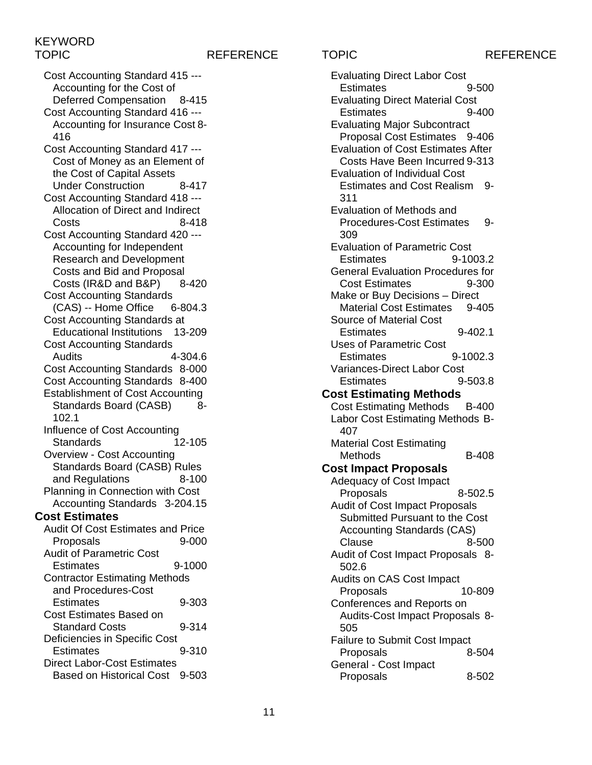KEYWORD

| TOPIC | REFERENCE |
|---|---|
| Cost Accounting Standard 415 --- Accounting for the Cost of Deferred Compensation | 8-415 |
| Cost Accounting Standard 416 --- Accounting for Insurance Cost | 8-416 |
| Cost Accounting Standard 417 --- Cost of Money as an Element of the Cost of Capital Assets Under Construction | 8-417 |
| Cost Accounting Standard 418 --- Allocation of Direct and Indirect Costs | 8-418 |
| Cost Accounting Standard 420 --- Accounting for Independent Research and Development Costs and Bid and Proposal Costs (IR&D and B&P) | 8-420 |
| Cost Accounting Standards (CAS) -- Home Office | 6-804.3 |
| Cost Accounting Standards at Educational Institutions | 13-209 |
| Cost Accounting Standards Audits | 4-304.6 |
| Cost Accounting Standards | 8-000 |
| Cost Accounting Standards | 8-400 |
| Establishment of Cost Accounting Standards Board (CASB) | 8-102.1 |
| Influence of Cost Accounting Standards | 12-105 |
| Overview - Cost Accounting Standards Board (CASB) Rules and Regulations | 8-100 |
| Planning in Connection with Cost Accounting Standards | 3-204.15 |

**Cost Estimates**

| TOPIC | REFERENCE |
|---|---|
| Audit Of Cost Estimates and Price Proposals | 9-000 |
| Audit of Parametric Cost Estimates | 9-1000 |
| Contractor Estimating Methods and Procedures-Cost Estimates | 9-303 |
| Cost Estimates Based on Standard Costs | 9-314 |
| Deficiencies in Specific Cost Estimates | 9-310 |
| Direct Labor-Cost Estimates Based on Historical Cost | 9-503 |
| Evaluating Direct Labor Cost Estimates | 9-500 |
| Evaluating Direct Material Cost Estimates | 9-400 |
| Evaluating Major Subcontract Proposal Cost Estimates | 9-406 |
| Evaluation of Cost Estimates After Costs Have Been Incurred | 9-313 |
| Evaluation of Individual Cost Estimates and Cost Realism | 9-311 |
| Evaluation of Methods and Procedures-Cost Estimates | 9-309 |
| Evaluation of Parametric Cost Estimates | 9-1003.2 |
| General Evaluation Procedures for Cost Estimates | 9-300 |
| Make or Buy Decisions – Direct Material Cost Estimates | 9-405 |
| Source of Material Cost Estimates | 9-402.1 |
| Uses of Parametric Cost Estimates | 9-1002.3 |
| Variances-Direct Labor Cost Estimates | 9-503.8 |

**Cost Estimating Methods**

| TOPIC | REFERENCE |
|---|---|
| Cost Estimating Methods | B-400 |
| Labor Cost Estimating Methods | B-407 |
| Material Cost Estimating Methods | B-408 |

**Cost Impact Proposals**

| TOPIC | REFERENCE |
|---|---|
| Adequacy of Cost Impact Proposals | 8-502.5 |
| Audit of Cost Impact Proposals Submitted Pursuant to the Cost Accounting Standards (CAS) Clause | 8-500 |
| Audit of Cost Impact Proposals | 8-502.6 |
| Audits on CAS Cost Impact Proposals | 10-809 |
| Conferences and Reports on Audits-Cost Impact Proposals | 8-505 |
| Failure to Submit Cost Impact Proposals | 8-504 |
| General - Cost Impact Proposals | 8-502 |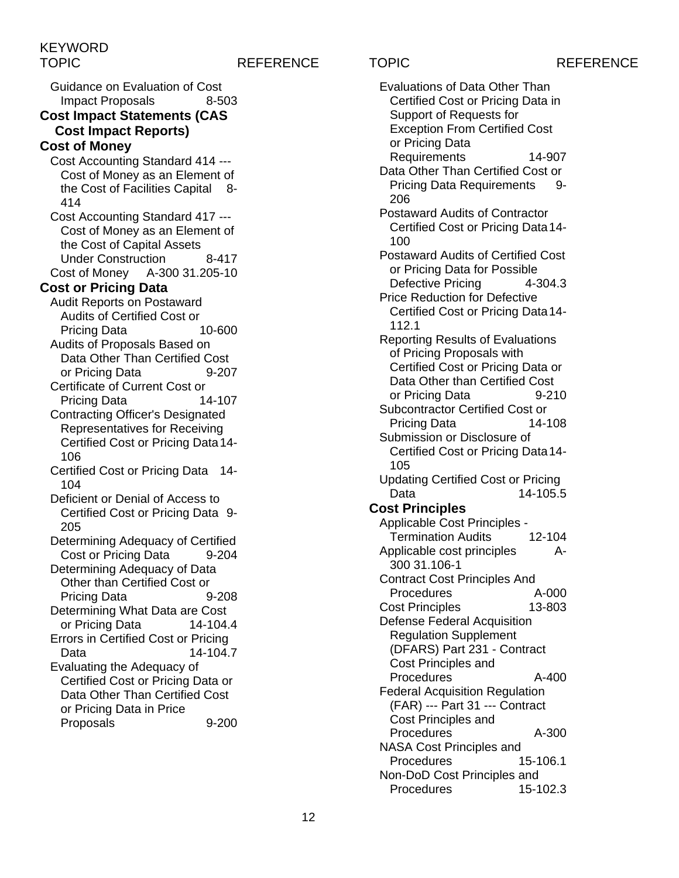| TOPIC | REFERENCE |
|---|---|
| Guidance on Evaluation of Cost Impact Proposals | 8-503 |
| **Cost Impact Statements (CAS Cost Impact Reports)** | |
| **Cost of Money** | |
| Cost Accounting Standard 414 --- Cost of Money as an Element of the Cost of Facilities Capital | 8-414 |
| Cost Accounting Standard 417 --- Cost of Money as an Element of the Cost of Capital Assets Under Construction | 8-417 |
| Cost of Money | A-300 31.205-10 |
| **Cost or Pricing Data** | |
| Audit Reports on Postaward Audits of Certified Cost or Pricing Data | 10-600 |
| Audits of Proposals Based on Data Other Than Certified Cost or Pricing Data | 9-207 |
| Certificate of Current Cost or Pricing Data | 14-107 |
| Contracting Officer's Designated Representatives for Receiving Certified Cost or Pricing Data | 14-106 |
| Certified Cost or Pricing Data | 14-104 |
| Deficient or Denial of Access to Certified Cost or Pricing Data | 9-205 |
| Determining Adequacy of Certified Cost or Pricing Data | 9-204 |
| Determining Adequacy of Data Other than Certified Cost or Pricing Data | 9-208 |
| Determining What Data are Cost or Pricing Data | 14-104.4 |
| Errors in Certified Cost or Pricing Data | 14-104.7 |
| Evaluating the Adequacy of Certified Cost or Pricing Data or Data Other Than Certified Cost or Pricing Data in Price Proposals | 9-200 |
| Evaluations of Data Other Than Certified Cost or Pricing Data in Support of Requests for Exception From Certified Cost or Pricing Data Requirements | 14-907 |
| Data Other Than Certified Cost or Pricing Data Requirements | 9-206 |
| Postaward Audits of Contractor Certified Cost or Pricing Data | 14-100 |
| Postaward Audits of Certified Cost or Pricing Data for Possible Defective Pricing | 4-304.3 |
| Price Reduction for Defective Certified Cost or Pricing Data | 14-112.1 |
| Reporting Results of Evaluations of Pricing Proposals with Certified Cost or Pricing Data or Data Other than Certified Cost or Pricing Data | 9-210 |
| Subcontractor Certified Cost or Pricing Data | 14-108 |
| Submission or Disclosure of Certified Cost or Pricing Data | 14-105 |
| Updating Certified Cost or Pricing Data | 14-105.5 |
| **Cost Principles** | |
| Applicable Cost Principles - Termination Audits | 12-104 |
| Applicable cost principles | A-300 31.106-1 |
| Contract Cost Principles And Procedures | A-000 |
| Cost Principles | 13-803 |
| Defense Federal Acquisition Regulation Supplement (DFARS) Part 231 - Contract Cost Principles and Procedures | A-400 |
| Federal Acquisition Regulation (FAR) --- Part 31 --- Contract Cost Principles and Procedures | A-300 |
| NASA Cost Principles and Procedures | 15-106.1 |
| Non-DoD Cost Principles and Procedures | 15-102.3 |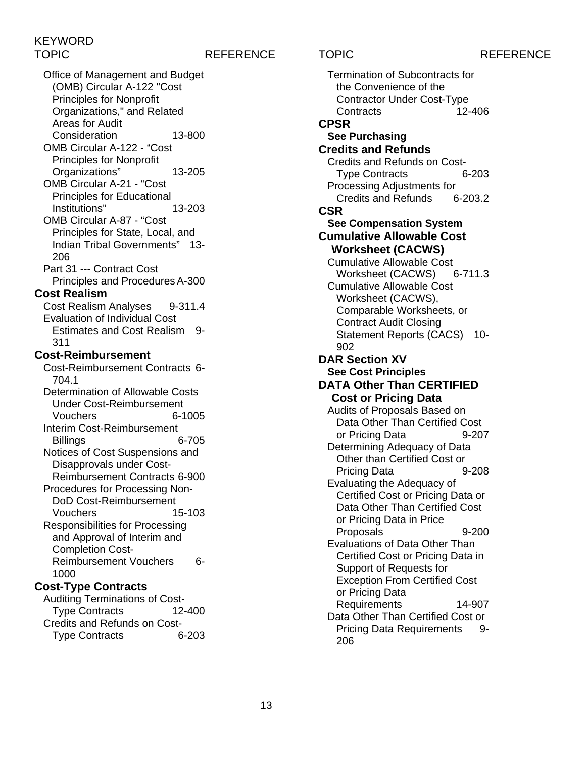KEYWORD

| TOPIC | REFERENCE |
| --- | --- |
| Office of Management and Budget (OMB) Circular A-122 "Cost Principles for Nonprofit Organizations," and Related Areas for Audit Consideration | 13-800 |
| OMB Circular A-122 - "Cost Principles for Nonprofit Organizations" | 13-205 |
| OMB Circular A-21 - "Cost Principles for Educational Institutions" | 13-203 |
| OMB Circular A-87 - "Cost Principles for State, Local, and Indian Tribal Governments" | 13-206 |
| Part 31 --- Contract Cost Principles and Procedures | A-300 |
| **Cost Realism** | |
| Cost Realism Analyses | 9-311.4 |
| Evaluation of Individual Cost Estimates and Cost Realism | 9-311 |
| **Cost-Reimbursement** | |
| Cost-Reimbursement Contracts | 6-704.1 |
| Determination of Allowable Costs Under Cost-Reimbursement Vouchers | 6-1005 |
| Interim Cost-Reimbursement Billings | 6-705 |
| Notices of Cost Suspensions and Disapprovals under Cost-Reimbursement Contracts | 6-900 |
| Procedures for Processing Non-DoD Cost-Reimbursement Vouchers | 15-103 |
| Responsibilities for Processing and Approval of Interim and Completion Cost-Reimbursement Vouchers | 6-1000 |
| **Cost-Type Contracts** | |
| Auditing Terminations of Cost-Type Contracts | 12-400 |
| Credits and Refunds on Cost-Type Contracts | 6-203 |
| Termination of Subcontracts for the Convenience of the Contractor Under Cost-Type Contracts | 12-406 |
| **CPSR** | |
| **See Purchasing** | |
| **Credits and Refunds** | |
| Credits and Refunds on Cost-Type Contracts | 6-203 |
| Processing Adjustments for Credits and Refunds | 6-203.2 |
| **CSR** | |
| **See Compensation System** | |
| **Cumulative Allowable Cost Worksheet (CACWS)** | |
| Cumulative Allowable Cost Worksheet (CACWS) | 6-711.3 |
| Cumulative Allowable Cost Worksheet (CACWS), Comparable Worksheets, or Contract Audit Closing Statement Reports (CACS) | 10-902 |
| **DAR Section XV** | |
| **See Cost Principles** | |
| **DATA Other Than CERTIFIED Cost or Pricing Data** | |
| Audits of Proposals Based on Data Other Than Certified Cost or Pricing Data | 9-207 |
| Determining Adequacy of Data Other than Certified Cost or Pricing Data | 9-208 |
| Evaluating the Adequacy of Certified Cost or Pricing Data or Data Other Than Certified Cost or Pricing Data in Price Proposals | 9-200 |
| Evaluations of Data Other Than Certified Cost or Pricing Data in Support of Requests for Exception From Certified Cost or Pricing Data Requirements | 14-907 |
| Data Other Than Certified Cost or Pricing Data Requirements | 9-206 |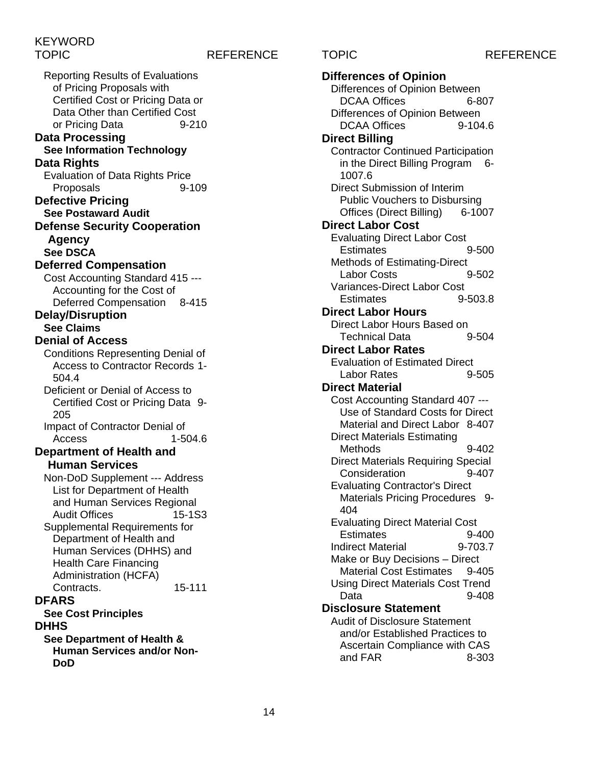| KEYWORD TOPIC | REFERENCE |
|---|---|
| Reporting Results of Evaluations of Pricing Proposals with Certified Cost or Pricing Data or Data Other than Certified Cost or Pricing Data | 9-210 |
| **Data Processing** | |
| **See Information Technology** | |
| **Data Rights** | |
| Evaluation of Data Rights Price Proposals | 9-109 |
| **Defective Pricing** | |
| **See Postaward Audit** | |
| **Defense Security Cooperation Agency** | |
| **See DSCA** | |
| **Deferred Compensation** | |
| Cost Accounting Standard 415 --- Accounting for the Cost of Deferred Compensation | 8-415 |
| **Delay/Disruption** | |
| **See Claims** | |
| **Denial of Access** | |
| Conditions Representing Denial of Access to Contractor Records | 1-504.4 |
| Deficient or Denial of Access to Certified Cost or Pricing Data | 9-205 |
| Impact of Contractor Denial of Access | 1-504.6 |
| **Department of Health and Human Services** | |
| Non-DoD Supplement --- Address List for Department of Health and Human Services Regional Audit Offices | 15-1S3 |
| Supplemental Requirements for Department of Health and Human Services (DHHS) and Health Care Financing Administration (HCFA) Contracts. | 15-111 |
| **DFARS** | |
| **See Cost Principles** | |
| **DHHS** | |
| **See Department of Health & Human Services and/or Non-DoD** | |

| TOPIC | REFERENCE |
|---|---|
| **Differences of Opinion** | |
| Differences of Opinion Between DCAA Offices | 6-807 |
| Differences of Opinion Between DCAA Offices | 9-104.6 |
| **Direct Billing** | |
| Contractor Continued Participation in the Direct Billing Program | 6-1007.6 |
| Direct Submission of Interim Public Vouchers to Disbursing Offices (Direct Billing) | 6-1007 |
| **Direct Labor Cost** | |
| Evaluating Direct Labor Cost Estimates | 9-500 |
| Methods of Estimating-Direct Labor Costs | 9-502 |
| Variances-Direct Labor Cost Estimates | 9-503.8 |
| **Direct Labor Hours** | |
| Direct Labor Hours Based on Technical Data | 9-504 |
| **Direct Labor Rates** | |
| Evaluation of Estimated Direct Labor Rates | 9-505 |
| **Direct Material** | |
| Cost Accounting Standard 407 --- Use of Standard Costs for Direct Material and Direct Labor | 8-407 |
| Direct Materials Estimating Methods | 9-402 |
| Direct Materials Requiring Special Consideration | 9-407 |
| Evaluating Contractor's Direct Materials Pricing Procedures | 9-404 |
| Evaluating Direct Material Cost Estimates | 9-400 |
| Indirect Material | 9-703.7 |
| Make or Buy Decisions – Direct Material Cost Estimates | 9-405 |
| Using Direct Materials Cost Trend Data | 9-408 |
| **Disclosure Statement** | |
| Audit of Disclosure Statement and/or Established Practices to Ascertain Compliance with CAS and FAR | 8-303 |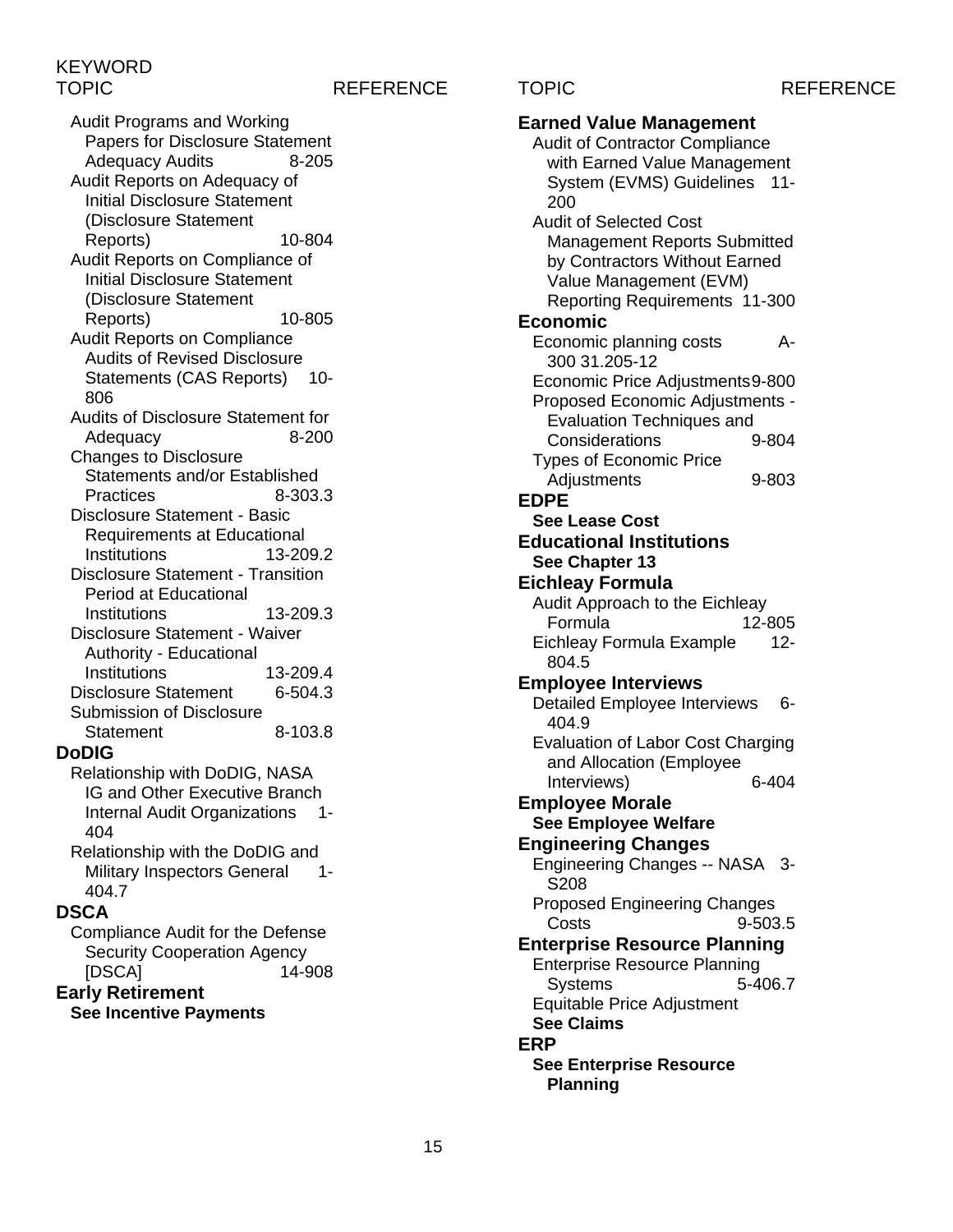KEYWORD

| TOPIC | REFERENCE |
| --- | --- |
| Audit Programs and Working Papers for Disclosure Statement Adequacy Audits | 8-205 |
| Audit Reports on Adequacy of Initial Disclosure Statement (Disclosure Statement Reports) | 10-804 |
| Audit Reports on Compliance of Initial Disclosure Statement (Disclosure Statement Reports) | 10-805 |
| Audit Reports on Compliance Audits of Revised Disclosure Statements (CAS Reports) | 10-806 |
| Audits of Disclosure Statement for Adequacy | 8-200 |
| Changes to Disclosure Statements and/or Established Practices | 8-303.3 |
| Disclosure Statement - Basic Requirements at Educational Institutions | 13-209.2 |
| Disclosure Statement - Transition Period at Educational Institutions | 13-209.3 |
| Disclosure Statement - Waiver Authority - Educational Institutions | 13-209.4 |
| Disclosure Statement | 6-504.3 |
| Submission of Disclosure Statement | 8-103.8 |
| **DoDIG** | |
| Relationship with DoDIG, NASA IG and Other Executive Branch Internal Audit Organizations | 1-404 |
| Relationship with the DoDIG and Military Inspectors General | 1-404.7 |
| **DSCA** | |
| Compliance Audit for the Defense Security Cooperation Agency [DSCA] | 14-908 |
| **Early Retirement** | |
| **See Incentive Payments** | |
| **Earned Value Management** | |
| Audit of Contractor Compliance with Earned Value Management System (EVMS) Guidelines | 11-200 |
| Audit of Selected Cost Management Reports Submitted by Contractors Without Earned Value Management (EVM) Reporting Requirements | 11-300 |
| **Economic** | |
| Economic planning costs | A-300 31.205-12 |
| Economic Price Adjustments | 9-800 |
| Proposed Economic Adjustments - Evaluation Techniques and Considerations | 9-804 |
| Types of Economic Price Adjustments | 9-803 |
| **EDPE** | |
| **See Lease Cost** | |
| **Educational Institutions** | |
| **See Chapter 13** | |
| **Eichleay Formula** | |
| Audit Approach to the Eichleay Formula | 12-805 |
| Eichleay Formula Example | 12-804.5 |
| **Employee Interviews** | |
| Detailed Employee Interviews | 6-404.9 |
| Evaluation of Labor Cost Charging and Allocation (Employee Interviews) | 6-404 |
| **Employee Morale** | |
| **See Employee Welfare** | |
| **Engineering Changes** | |
| Engineering Changes -- NASA | 3-S208 |
| Proposed Engineering Changes Costs | 9-503.5 |
| **Enterprise Resource Planning** | |
| Enterprise Resource Planning Systems | 5-406.7 |
| Equitable Price Adjustment | |
| **See Claims** | |
| **ERP** | |
| **See Enterprise Resource Planning** | |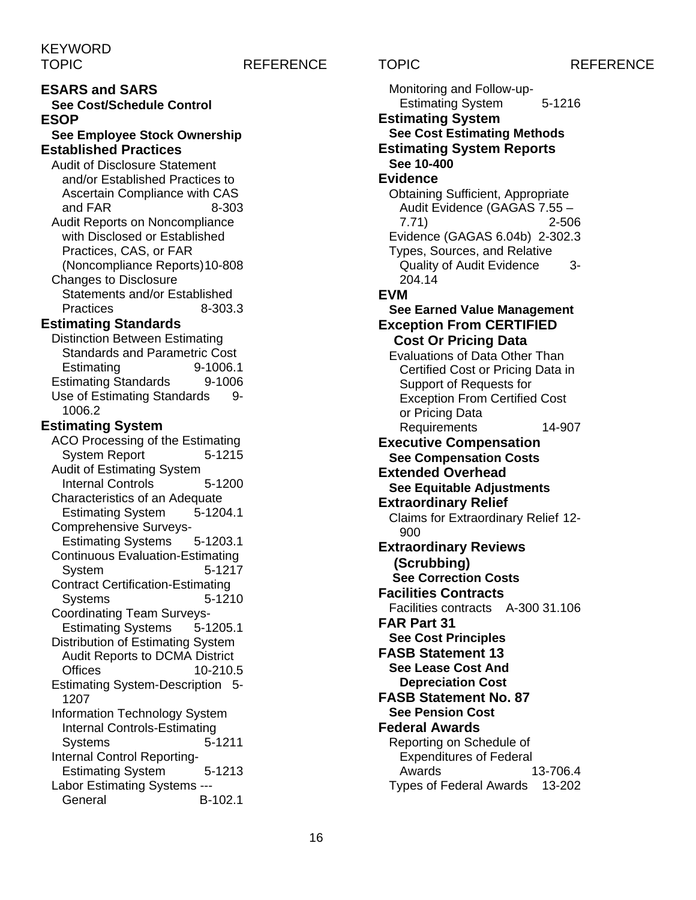| KEYWORD TOPIC | REFERENCE |
|---|---|
| **ESARS and SARS** | |
| **See Cost/Schedule Control** | |
| **ESOP** | |
| **See Employee Stock Ownership** | |
| **Established Practices** | |
| Audit of Disclosure Statement and/or Established Practices to Ascertain Compliance with CAS and FAR | 8-303 |
| Audit Reports on Noncompliance with Disclosed or Established Practices, CAS, or FAR (Noncompliance Reports) | 10-808 |
| Changes to Disclosure Statements and/or Established Practices | 8-303.3 |
| **Estimating Standards** | |
| Distinction Between Estimating Standards and Parametric Cost Estimating | 9-1006.1 |
| Estimating Standards | 9-1006 |
| Use of Estimating Standards | 9-1006.2 |
| **Estimating System** | |
| ACO Processing of the Estimating System Report | 5-1215 |
| Audit of Estimating System Internal Controls | 5-1200 |
| Characteristics of an Adequate Estimating System | 5-1204.1 |
| Comprehensive Surveys-Estimating Systems | 5-1203.1 |
| Continuous Evaluation-Estimating System | 5-1217 |
| Contract Certification-Estimating Systems | 5-1210 |
| Coordinating Team Surveys-Estimating Systems | 5-1205.1 |
| Distribution of Estimating System Audit Reports to DCMA District Offices | 10-210.5 |
| Estimating System-Description | 5-1207 |
| Information Technology System Internal Controls-Estimating Systems | 5-1211 |
| Internal Control Reporting-Estimating System | 5-1213 |
| Labor Estimating Systems --- General | B-102.1 |
| Monitoring and Follow-up-Estimating System | 5-1216 |
| **Estimating System** | |
| **See Cost Estimating Methods** | |
| **Estimating System Reports** | |
| **See 10-400** | |
| **Evidence** | |
| Obtaining Sufficient, Appropriate Audit Evidence (GAGAS 7.55 – 7.71) | 2-506 |
| Evidence (GAGAS 6.04b) | 2-302.3 |
| Types, Sources, and Relative Quality of Audit Evidence | 3-204.14 |
| **EVM** | |
| **See Earned Value Management** | |
| **Exception From CERTIFIED Cost Or Pricing Data** | |
| Evaluations of Data Other Than Certified Cost or Pricing Data in Support of Requests for Exception From Certified Cost or Pricing Data Requirements | 14-907 |
| **Executive Compensation** | |
| **See Compensation Costs** | |
| **Extended Overhead** | |
| **See Equitable Adjustments** | |
| **Extraordinary Relief** | |
| Claims for Extraordinary Relief | 12-900 |
| **Extraordinary Reviews (Scrubbing)** | |
| **See Correction Costs** | |
| **Facilities Contracts** | |
| Facilities contracts | A-300 31.106 |
| **FAR Part 31** | |
| **See Cost Principles** | |
| **FASB Statement 13** | |
| **See Lease Cost And Depreciation Cost** | |
| **FASB Statement No. 87** | |
| **See Pension Cost** | |
| **Federal Awards** | |
| Reporting on Schedule of Expenditures of Federal Awards | 13-706.4 |
| Types of Federal Awards | 13-202 |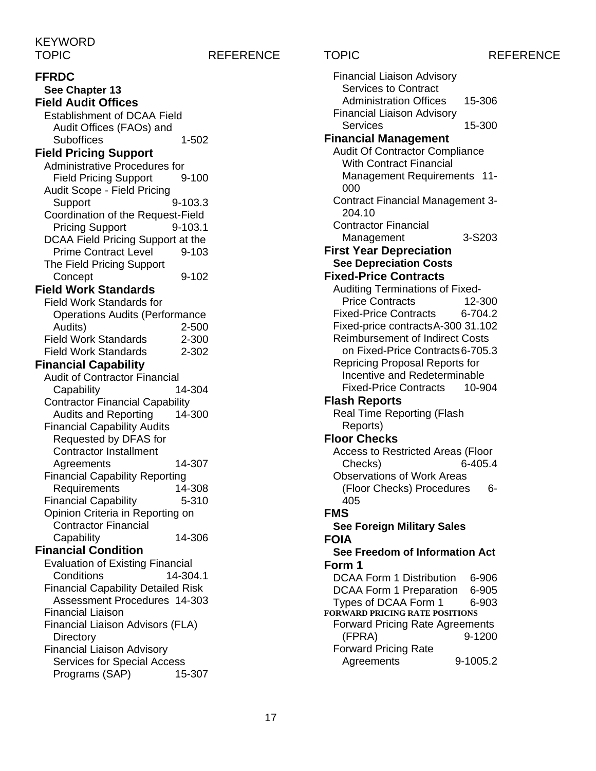KEYWORD

| TOPIC | REFERENCE |
|---|---|
| **FFRDC** | |
| **See Chapter 13** | |
| **Field Audit Offices** | |
| Establishment of DCAA Field Audit Offices (FAOs) and Suboffices | 1-502 |
| **Field Pricing Support** | |
| Administrative Procedures for Field Pricing Support | 9-100 |
| Audit Scope - Field Pricing Support | 9-103.3 |
| Coordination of the Request-Field Pricing Support | 9-103.1 |
| DCAA Field Pricing Support at the Prime Contract Level | 9-103 |
| The Field Pricing Support Concept | 9-102 |
| **Field Work Standards** | |
| Field Work Standards for Operations Audits (Performance Audits) | 2-500 |
| Field Work Standards | 2-300 |
| Field Work Standards | 2-302 |
| **Financial Capability** | |
| Audit of Contractor Financial Capability | 14-304 |
| Contractor Financial Capability Audits and Reporting | 14-300 |
| Financial Capability Audits Requested by DFAS for Contractor Installment Agreements | 14-307 |
| Financial Capability Reporting Requirements | 14-308 |
| Financial Capability | 5-310 |
| Opinion Criteria in Reporting on Contractor Financial Capability | 14-306 |
| **Financial Condition** | |
| Evaluation of Existing Financial Conditions | 14-304.1 |
| Financial Capability Detailed Risk Assessment Procedures | 14-303 |
| Financial Liaison | |
| Financial Liaison Advisors (FLA) Directory | |
| Financial Liaison Advisory Services for Special Access Programs (SAP) | 15-307 |
| Financial Liaison Advisory Services to Contract Administration Offices | 15-306 |
| Financial Liaison Advisory Services | 15-300 |
| **Financial Management** | |
| Audit Of Contractor Compliance With Contract Financial Management Requirements | 11-000 |
| Contract Financial Management | 3-204.10 |
| Contractor Financial Management | 3-S203 |
| **First Year Depreciation** | |
| **See Depreciation Costs** | |
| **Fixed-Price Contracts** | |
| Auditing Terminations of Fixed-Price Contracts | 12-300 |
| Fixed-Price Contracts | 6-704.2 |
| Fixed-price contracts | A-300 31.102 |
| Reimbursement of Indirect Costs on Fixed-Price Contracts | 6-705.3 |
| Repricing Proposal Reports for Incentive and Redeterminable Fixed-Price Contracts | 10-904 |
| **Flash Reports** | |
| Real Time Reporting (Flash Reports) | |
| **Floor Checks** | |
| Access to Restricted Areas (Floor Checks) | 6-405.4 |
| Observations of Work Areas (Floor Checks) Procedures | 6-405 |
| **FMS** | |
| **See Foreign Military Sales** | |
| **FOIA** | |
| **See Freedom of Information Act** | |
| **Form 1** | |
| DCAA Form 1 Distribution | 6-906 |
| DCAA Form 1 Preparation | 6-905 |
| Types of DCAA Form 1 | 6-903 |
| **FORWARD PRICING RATE POSITIONS** | |
| Forward Pricing Rate Agreements (FPRA) | 9-1200 |
| Forward Pricing Rate Agreements | 9-1005.2 |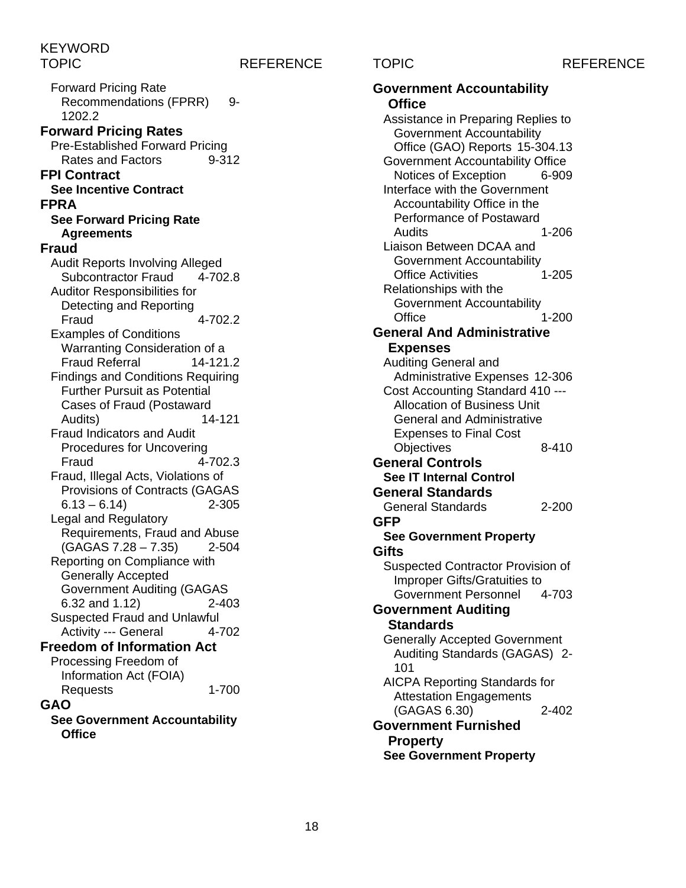| KEYWORD TOPIC | REFERENCE |
|---|---|
| Forward Pricing Rate Recommendations (FPRR) | 9-1202.2 |
| **Forward Pricing Rates** | |
| Pre-Established Forward Pricing Rates and Factors | 9-312 |
| **FPI Contract** | |
| **See Incentive Contract** | |
| **FPRA** | |
| **See Forward Pricing Rate Agreements** | |
| **Fraud** | |
| Audit Reports Involving Alleged Subcontractor Fraud | 4-702.8 |
| Auditor Responsibilities for Detecting and Reporting Fraud | 4-702.2 |
| Examples of Conditions Warranting Consideration of a Fraud Referral | 14-121.2 |
| Findings and Conditions Requiring Further Pursuit as Potential Cases of Fraud (Postaward Audits) | 14-121 |
| Fraud Indicators and Audit Procedures for Uncovering Fraud | 4-702.3 |
| Fraud, Illegal Acts, Violations of Provisions of Contracts (GAGAS 6.13 – 6.14) | 2-305 |
| Legal and Regulatory Requirements, Fraud and Abuse (GAGAS 7.28 – 7.35) | 2-504 |
| Reporting on Compliance with Generally Accepted Government Auditing (GAGAS 6.32 and 1.12) | 2-403 |
| Suspected Fraud and Unlawful Activity --- General | 4-702 |
| **Freedom of Information Act** | |
| Processing Freedom of Information Act (FOIA) Requests | 1-700 |
| **GAO** | |
| **See Government Accountability Office** | |
| **Government Accountability Office** | |
| Assistance in Preparing Replies to Government Accountability Office (GAO) Reports | 15-304.13 |
| Government Accountability Office Notices of Exception | 6-909 |
| Interface with the Government Accountability Office in the Performance of Postaward Audits | 1-206 |
| Liaison Between DCAA and Government Accountability Office Activities | 1-205 |
| Relationships with the Government Accountability Office | 1-200 |
| **General And Administrative Expenses** | |
| Auditing General and Administrative Expenses | 12-306 |
| Cost Accounting Standard 410 --- Allocation of Business Unit General and Administrative Expenses to Final Cost Objectives | 8-410 |
| **General Controls** | |
| **See IT Internal Control** | |
| **General Standards** | |
| General Standards | 2-200 |
| **GFP** | |
| **See Government Property** | |
| **Gifts** | |
| Suspected Contractor Provision of Improper Gifts/Gratuities to Government Personnel | 4-703 |
| **Government Auditing Standards** | |
| Generally Accepted Government Auditing Standards (GAGAS) | 2-101 |
| AICPA Reporting Standards for Attestation Engagements (GAGAS 6.30) | 2-402 |
| **Government Furnished Property** | |
| **See Government Property** | |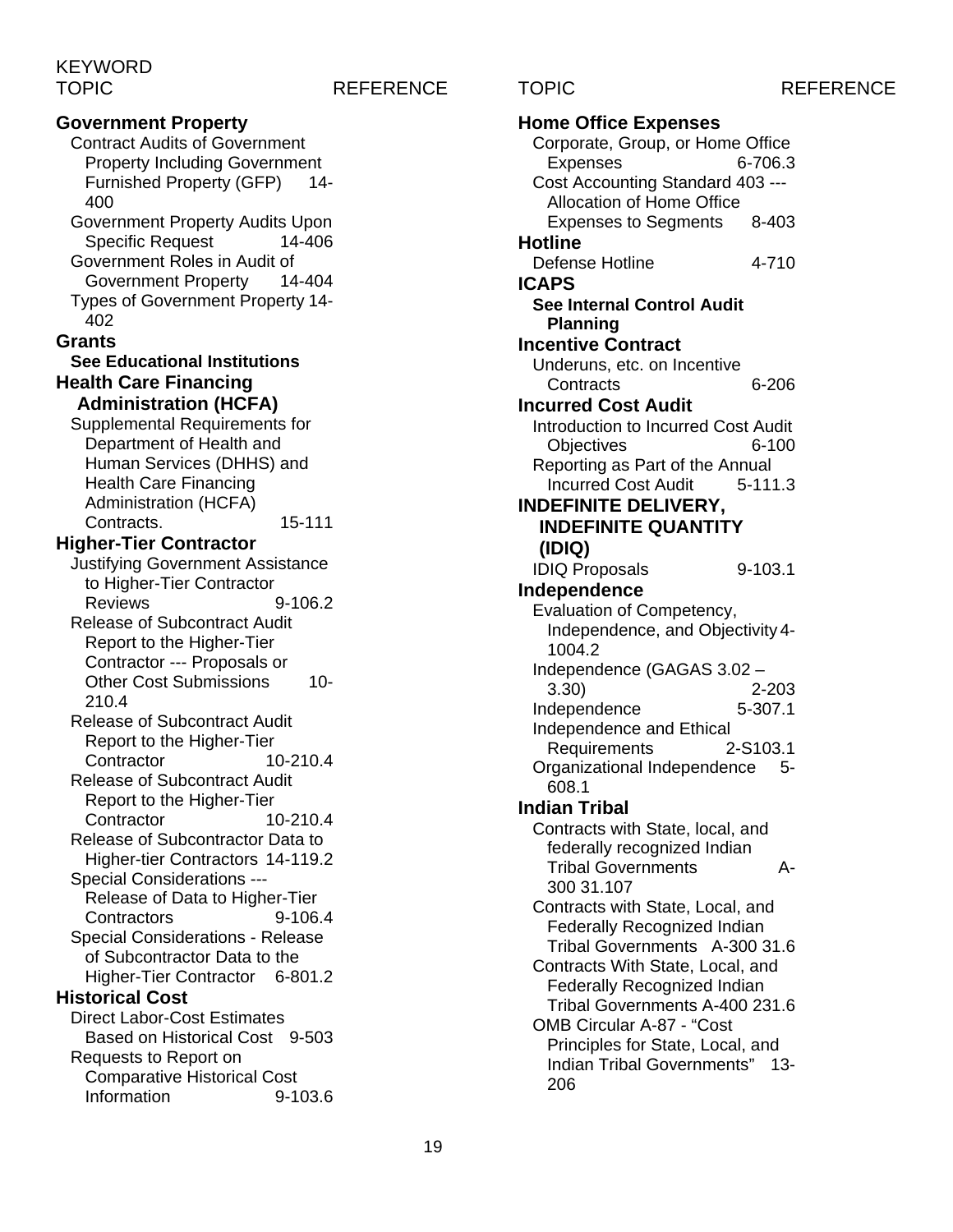| KEYWORD TOPIC | REFERENCE |
|---|---|
| **Government Property** | |
| Contract Audits of Government Property Including Government Furnished Property (GFP) | 14-400 |
| Government Property Audits Upon Specific Request | 14-406 |
| Government Roles in Audit of Government Property | 14-404 |
| Types of Government Property | 14-402 |
| **Grants** | |
| **See Educational Institutions** | |
| **Health Care Financing Administration (HCFA)** | |
| Supplemental Requirements for Department of Health and Human Services (DHHS) and Health Care Financing Administration (HCFA) Contracts. | 15-111 |
| **Higher-Tier Contractor** | |
| Justifying Government Assistance to Higher-Tier Contractor Reviews | 9-106.2 |
| Release of Subcontract Audit Report to the Higher-Tier Contractor --- Proposals or Other Cost Submissions | 10-210.4 |
| Release of Subcontract Audit Report to the Higher-Tier Contractor | 10-210.4 |
| Release of Subcontract Audit Report to the Higher-Tier Contractor | 10-210.4 |
| Release of Subcontractor Data to Higher-tier Contractors | 14-119.2 |
| Special Considerations --- Release of Data to Higher-Tier Contractors | 9-106.4 |
| Special Considerations - Release of Subcontractor Data to the Higher-Tier Contractor | 6-801.2 |
| **Historical Cost** | |
| Direct Labor-Cost Estimates Based on Historical Cost | 9-503 |
| Requests to Report on Comparative Historical Cost Information | 9-103.6 |
| **Home Office Expenses** | |
| Corporate, Group, or Home Office Expenses | 6-706.3 |
| Cost Accounting Standard 403 --- Allocation of Home Office Expenses to Segments | 8-403 |
| **Hotline** | |
| Defense Hotline | 4-710 |
| **ICAPS** | |
| **See Internal Control Audit Planning** | |
| **Incentive Contract** | |
| Underuns, etc. on Incentive Contracts | 6-206 |
| **Incurred Cost Audit** | |
| Introduction to Incurred Cost Audit Objectives | 6-100 |
| Reporting as Part of the Annual Incurred Cost Audit | 5-111.3 |
| **INDEFINITE DELIVERY, INDEFINITE QUANTITY (IDIQ)** | |
| IDIQ Proposals | 9-103.1 |
| **Independence** | |
| Evaluation of Competency, Independence, and Objectivity | 4-1004.2 |
| Independence (GAGAS 3.02 – 3.30) | 2-203 |
| Independence | 5-307.1 |
| Independence and Ethical Requirements | 2-S103.1 |
| Organizational Independence | 5-608.1 |
| **Indian Tribal** | |
| Contracts with State, local, and federally recognized Indian Tribal Governments | A-300 31.107 |
| Contracts with State, Local, and Federally Recognized Indian Tribal Governments | A-300 31.6 |
| Contracts With State, Local, and Federally Recognized Indian Tribal Governments | A-400 231.6 |
| OMB Circular A-87 - "Cost Principles for State, Local, and Indian Tribal Governments" | 13-206 |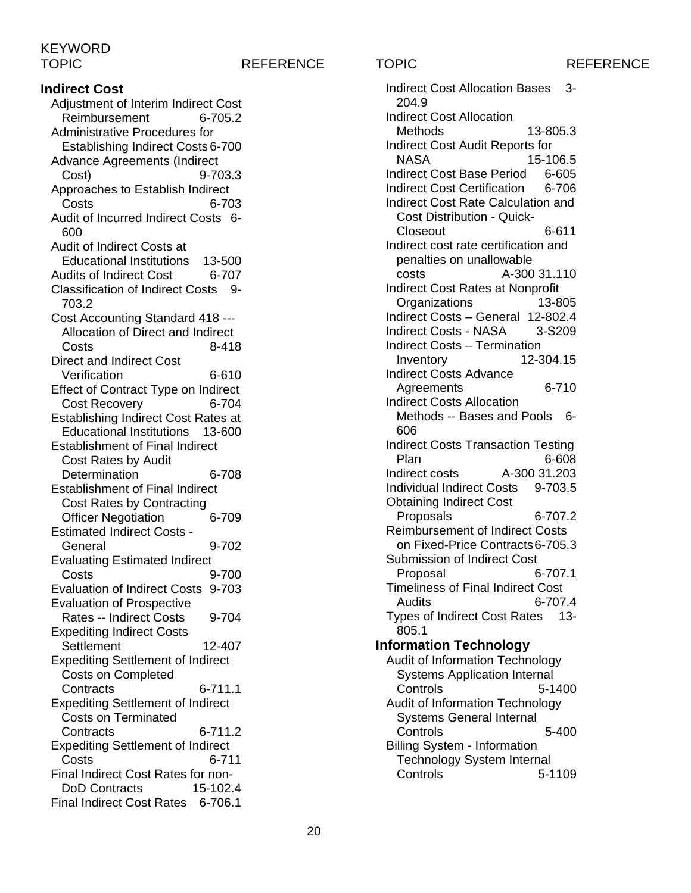KEYWORD

| TOPIC | REFERENCE |
|---|---|
| **Indirect Cost** | |
| Adjustment of Interim Indirect Cost Reimbursement | 6-705.2 |
| Administrative Procedures for Establishing Indirect Costs | 6-700 |
| Advance Agreements (Indirect Cost) | 9-703.3 |
| Approaches to Establish Indirect Costs | 6-703 |
| Audit of Incurred Indirect Costs | 6-600 |
| Audit of Indirect Costs at Educational Institutions | 13-500 |
| Audits of Indirect Cost | 6-707 |
| Classification of Indirect Costs | 9-703.2 |
| Cost Accounting Standard 418 --- Allocation of Direct and Indirect Costs | 8-418 |
| Direct and Indirect Cost Verification | 6-610 |
| Effect of Contract Type on Indirect Cost Recovery | 6-704 |
| Establishing Indirect Cost Rates at Educational Institutions | 13-600 |
| Establishment of Final Indirect Cost Rates by Audit Determination | 6-708 |
| Establishment of Final Indirect Cost Rates by Contracting Officer Negotiation | 6-709 |
| Estimated Indirect Costs - General | 9-702 |
| Evaluating Estimated Indirect Costs | 9-700 |
| Evaluation of Indirect Costs | 9-703 |
| Evaluation of Prospective Rates -- Indirect Costs | 9-704 |
| Expediting Indirect Costs Settlement | 12-407 |
| Expediting Settlement of Indirect Costs on Completed Contracts | 6-711.1 |
| Expediting Settlement of Indirect Costs on Terminated Contracts | 6-711.2 |
| Expediting Settlement of Indirect Costs | 6-711 |
| Final Indirect Cost Rates for non-DoD Contracts | 15-102.4 |
| Final Indirect Cost Rates | 6-706.1 |
| Indirect Cost Allocation Bases | 3-204.9 |
| Indirect Cost Allocation Methods | 13-805.3 |
| Indirect Cost Audit Reports for NASA | 15-106.5 |
| Indirect Cost Base Period | 6-605 |
| Indirect Cost Certification | 6-706 |
| Indirect Cost Rate Calculation and Cost Distribution - Quick-Closeout | 6-611 |
| Indirect cost rate certification and penalties on unallowable costs | A-300 31.110 |
| Indirect Cost Rates at Nonprofit Organizations | 13-805 |
| Indirect Costs – General | 12-802.4 |
| Indirect Costs - NASA | 3-S209 |
| Indirect Costs – Termination Inventory | 12-304.15 |
| Indirect Costs Advance Agreements | 6-710 |
| Indirect Costs Allocation Methods -- Bases and Pools | 6-606 |
| Indirect Costs Transaction Testing Plan | 6-608 |
| Indirect costs | A-300 31.203 |
| Individual Indirect Costs | 9-703.5 |
| Obtaining Indirect Cost Proposals | 6-707.2 |
| Reimbursement of Indirect Costs on Fixed-Price Contracts | 6-705.3 |
| Submission of Indirect Cost Proposal | 6-707.1 |
| Timeliness of Final Indirect Cost Audits | 6-707.4 |
| Types of Indirect Cost Rates | 13-805.1 |
| **Information Technology** | |
| Audit of Information Technology Systems Application Internal Controls | 5-1400 |
| Audit of Information Technology Systems General Internal Controls | 5-400 |
| Billing System - Information Technology System Internal Controls | 5-1109 |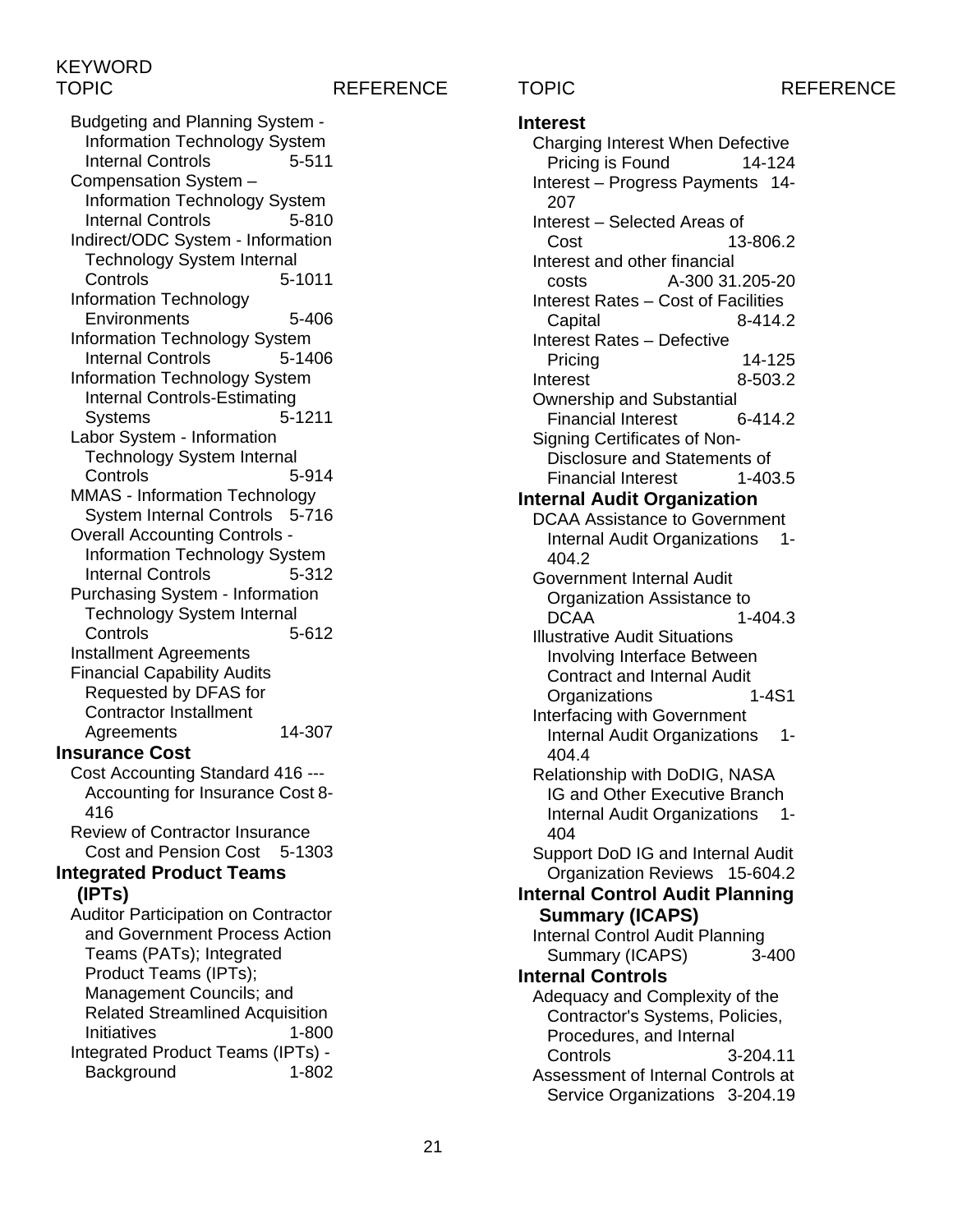| TOPIC | REFERENCE |
|---|---|
| Budgeting and Planning System - Information Technology System Internal Controls | 5-511 |
| Compensation System – Information Technology System Internal Controls | 5-810 |
| Indirect/ODC System - Information Technology System Internal Controls | 5-1011 |
| Information Technology Environments | 5-406 |
| Information Technology System Internal Controls | 5-1406 |
| Information Technology System Internal Controls-Estimating Systems | 5-1211 |
| Labor System - Information Technology System Internal Controls | 5-914 |
| MMAS - Information Technology System Internal Controls | 5-716 |
| Overall Accounting Controls - Information Technology System Internal Controls | 5-312 |
| Purchasing System - Information Technology System Internal Controls | 5-612 |
| Installment Agreements Financial Capability Audits Requested by DFAS for Contractor Installment Agreements | 14-307 |

**Insurance Cost**

| TOPIC | REFERENCE |
|---|---|
| Cost Accounting Standard 416 --- Accounting for Insurance Cost | 8-416 |
| Review of Contractor Insurance Cost and Pension Cost | 5-1303 |

**Integrated Product Teams (IPTs)**

| TOPIC | REFERENCE |
|---|---|
| Auditor Participation on Contractor and Government Process Action Teams (PATs); Integrated Product Teams (IPTs); Management Councils; and Related Streamlined Acquisition Initiatives | 1-800 |
| Integrated Product Teams (IPTs) - Background | 1-802 |

**Interest**

| TOPIC | REFERENCE |
|---|---|
| Charging Interest When Defective Pricing is Found | 14-124 |
| Interest – Progress Payments | 14-207 |
| Interest – Selected Areas of Cost | 13-806.2 |
| Interest and other financial costs | A-300 31.205-20 |
| Interest Rates – Cost of Facilities Capital | 8-414.2 |
| Interest Rates – Defective Pricing | 14-125 |
| Interest | 8-503.2 |
| Ownership and Substantial Financial Interest | 6-414.2 |
| Signing Certificates of Non-Disclosure and Statements of Financial Interest | 1-403.5 |

**Internal Audit Organization**

| TOPIC | REFERENCE |
|---|---|
| DCAA Assistance to Government Internal Audit Organizations | 1-404.2 |
| Government Internal Audit Organization Assistance to DCAA | 1-404.3 |
| Illustrative Audit Situations Involving Interface Between Contract and Internal Audit Organizations | 1-4S1 |
| Interfacing with Government Internal Audit Organizations | 1-404.4 |
| Relationship with DoDIG, NASA IG and Other Executive Branch Internal Audit Organizations | 1-404 |
| Support DoD IG and Internal Audit Organization Reviews | 15-604.2 |

**Internal Control Audit Planning Summary (ICAPS)**

| TOPIC | REFERENCE |
|---|---|
| Internal Control Audit Planning Summary (ICAPS) | 3-400 |

**Internal Controls**

| TOPIC | REFERENCE |
|---|---|
| Adequacy and Complexity of the Contractor's Systems, Policies, Procedures, and Internal Controls | 3-204.11 |
| Assessment of Internal Controls at Service Organizations | 3-204.19 |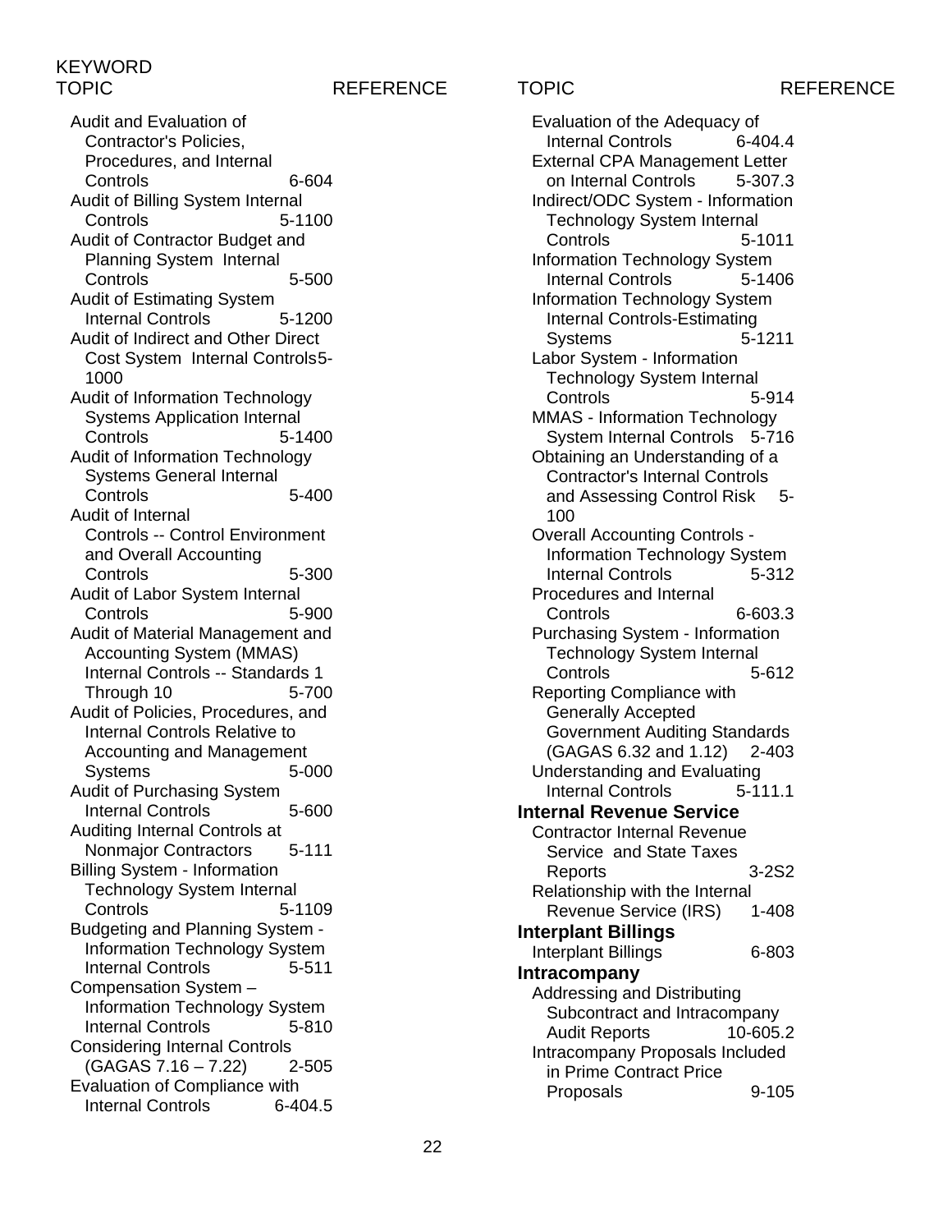KEYWORD

| TOPIC | REFERENCE |
|---|---|
| Audit and Evaluation of Contractor's Policies, Procedures, and Internal Controls | 6-604 |
| Audit of Billing System Internal Controls | 5-1100 |
| Audit of Contractor Budget and Planning System Internal Controls | 5-500 |
| Audit of Estimating System Internal Controls | 5-1200 |
| Audit of Indirect and Other Direct Cost System Internal Controls | 5-1000 |
| Audit of Information Technology Systems Application Internal Controls | 5-1400 |
| Audit of Information Technology Systems General Internal Controls | 5-400 |
| Audit of Internal Controls -- Control Environment and Overall Accounting Controls | 5-300 |
| Audit of Labor System Internal Controls | 5-900 |
| Audit of Material Management and Accounting System (MMAS) Internal Controls -- Standards 1 Through 10 | 5-700 |
| Audit of Policies, Procedures, and Internal Controls Relative to Accounting and Management Systems | 5-000 |
| Audit of Purchasing System Internal Controls | 5-600 |
| Auditing Internal Controls at Nonmajor Contractors | 5-111 |
| Billing System - Information Technology System Internal Controls | 5-1109 |
| Budgeting and Planning System - Information Technology System Internal Controls | 5-511 |
| Compensation System – Information Technology System Internal Controls | 5-810 |
| Considering Internal Controls (GAGAS 7.16 – 7.22) | 2-505 |
| Evaluation of Compliance with Internal Controls | 6-404.5 |
| Evaluation of the Adequacy of Internal Controls | 6-404.4 |
| External CPA Management Letter on Internal Controls | 5-307.3 |
| Indirect/ODC System - Information Technology System Internal Controls | 5-1011 |
| Information Technology System Internal Controls | 5-1406 |
| Information Technology System Internal Controls-Estimating Systems | 5-1211 |
| Labor System - Information Technology System Internal Controls | 5-914 |
| MMAS - Information Technology System Internal Controls | 5-716 |
| Obtaining an Understanding of a Contractor's Internal Controls and Assessing Control Risk | 5-100 |
| Overall Accounting Controls - Information Technology System Internal Controls | 5-312 |
| Procedures and Internal Controls | 6-603.3 |
| Purchasing System - Information Technology System Internal Controls | 5-612 |
| Reporting Compliance with Generally Accepted Government Auditing Standards (GAGAS 6.32 and 1.12) | 2-403 |
| Understanding and Evaluating Internal Controls | 5-111.1 |

**Internal Revenue Service**

| TOPIC | REFERENCE |
|---|---|
| Contractor Internal Revenue Service and State Taxes Reports | 3-2S2 |
| Relationship with the Internal Revenue Service (IRS) | 1-408 |

**Interplant Billings**

| TOPIC | REFERENCE |
|---|---|
| Interplant Billings | 6-803 |

**Intracompany**

| TOPIC | REFERENCE |
|---|---|
| Addressing and Distributing Subcontract and Intracompany Audit Reports | 10-605.2 |
| Intracompany Proposals Included in Prime Contract Price Proposals | 9-105 |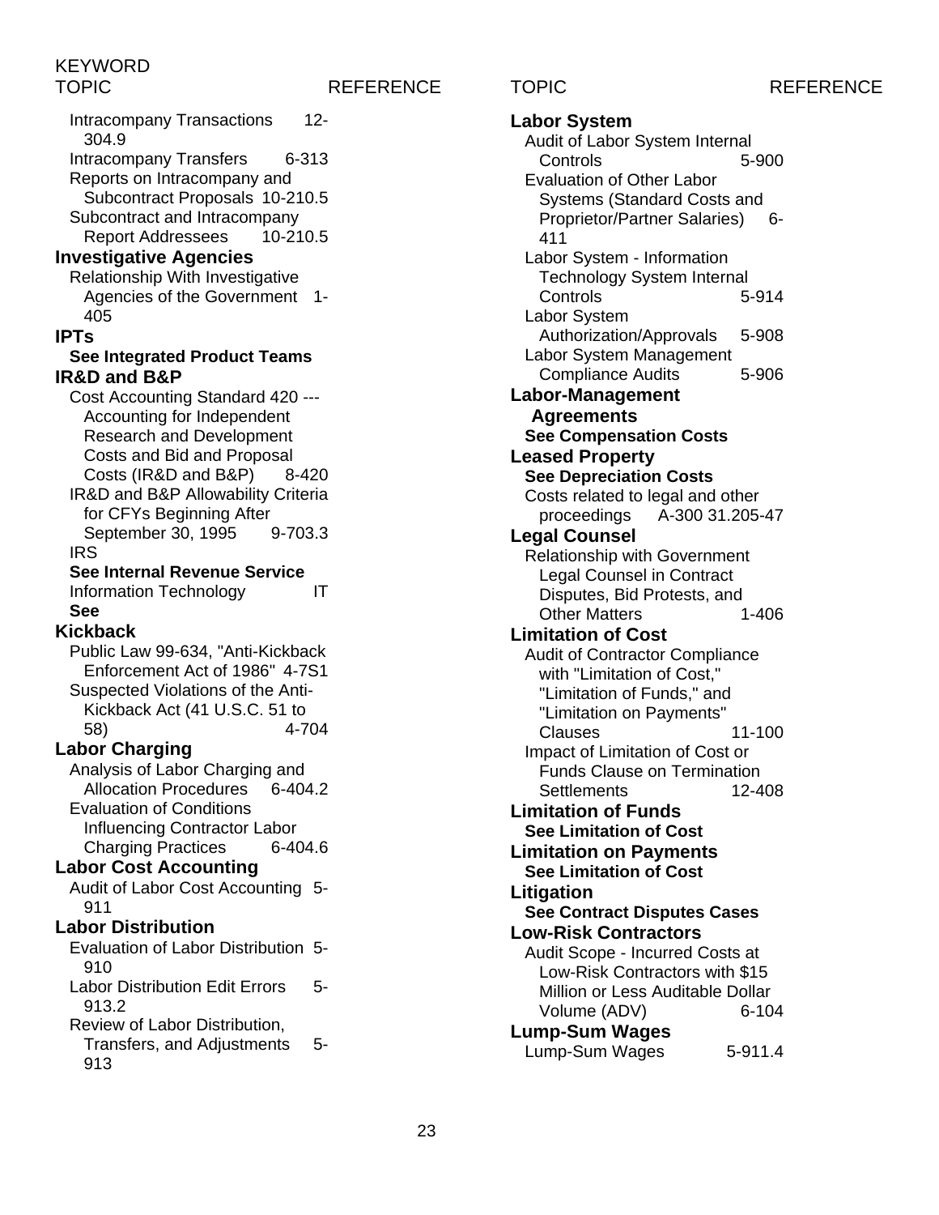KEYWORD

| TOPIC | REFERENCE |
| --- | --- |
| Intracompany Transactions | 12-304.9 |
| Intracompany Transfers | 6-313 |
| Reports on Intracompany and Subcontract Proposals | 10-210.5 |
| Subcontract and Intracompany Report Addressees | 10-210.5 |
| **Investigative Agencies** | |
| Relationship With Investigative Agencies of the Government | 1-405 |
| **IPTs** | |
| **See Integrated Product Teams** | |
| **IR&D and B&P** | |
| Cost Accounting Standard 420 --- Accounting for Independent Research and Development Costs and Bid and Proposal Costs (IR&D and B&P) | 8-420 |
| IR&D and B&P Allowability Criteria for CFYs Beginning After September 30, 1995 | 9-703.3 |
| IRS | |
| **See Internal Revenue Service** | |
| Information Technology | IT |
| **See** | |
| **Kickback** | |
| Public Law 99-634, "Anti-Kickback Enforcement Act of 1986" | 4-7S1 |
| Suspected Violations of the Anti-Kickback Act (41 U.S.C. 51 to 58) | 4-704 |
| **Labor Charging** | |
| Analysis of Labor Charging and Allocation Procedures | 6-404.2 |
| Evaluation of Conditions Influencing Contractor Labor Charging Practices | 6-404.6 |
| **Labor Cost Accounting** | |
| Audit of Labor Cost Accounting | 5-911 |
| **Labor Distribution** | |
| Evaluation of Labor Distribution | 5-910 |
| Labor Distribution Edit Errors | 5-913.2 |
| Review of Labor Distribution, Transfers, and Adjustments | 5-913 |
| **Labor System** | |
| Audit of Labor System Internal Controls | 5-900 |
| Evaluation of Other Labor Systems (Standard Costs and Proprietor/Partner Salaries) | 6-411 |
| Labor System - Information Technology System Internal Controls | 5-914 |
| Labor System Authorization/Approvals | 5-908 |
| Labor System Management Compliance Audits | 5-906 |
| **Labor-Management Agreements** | |
| **See Compensation Costs** | |
| **Leased Property** | |
| **See Depreciation Costs** | |
| Costs related to legal and other proceedings | A-300 31.205-47 |
| **Legal Counsel** | |
| Relationship with Government Legal Counsel in Contract Disputes, Bid Protests, and Other Matters | 1-406 |
| **Limitation of Cost** | |
| Audit of Contractor Compliance with "Limitation of Cost," "Limitation of Funds," and "Limitation on Payments" Clauses | 11-100 |
| Impact of Limitation of Cost or Funds Clause on Termination Settlements | 12-408 |
| **Limitation of Funds** | |
| **See Limitation of Cost** | |
| **Limitation on Payments** | |
| **See Limitation of Cost** | |
| **Litigation** | |
| **See Contract Disputes Cases** | |
| **Low-Risk Contractors** | |
| Audit Scope - Incurred Costs at Low-Risk Contractors with $15 Million or Less Auditable Dollar Volume (ADV) | 6-104 |
| **Lump-Sum Wages** | |
| Lump-Sum Wages | 5-911.4 |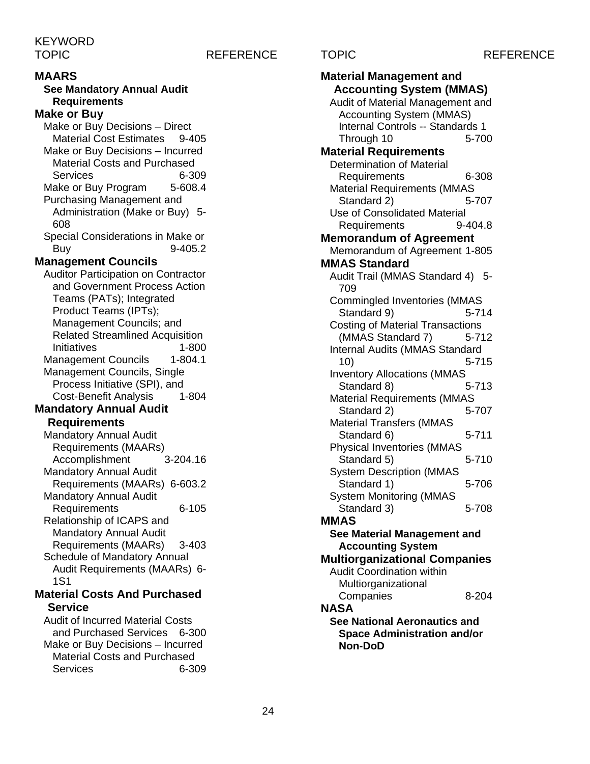KEYWORD

| TOPIC | REFERENCE |
|---|---|
| **MAARS** | |
| **See Mandatory Annual Audit Requirements** | |
| **Make or Buy** | |
| Make or Buy Decisions – Direct Material Cost Estimates | 9-405 |
| Make or Buy Decisions – Incurred Material Costs and Purchased Services | 6-309 |
| Make or Buy Program | 5-608.4 |
| Purchasing Management and Administration (Make or Buy) | 5-608 |
| Special Considerations in Make or Buy | 9-405.2 |
| **Management Councils** | |
| Auditor Participation on Contractor and Government Process Action Teams (PATs); Integrated Product Teams (IPTs); Management Councils; and Related Streamlined Acquisition Initiatives | 1-800 |
| Management Councils | 1-804.1 |
| Management Councils, Single Process Initiative (SPI), and Cost-Benefit Analysis | 1-804 |
| **Mandatory Annual Audit Requirements** | |
| Mandatory Annual Audit Requirements (MAARs) Accomplishment | 3-204.16 |
| Mandatory Annual Audit Requirements (MAARs) | 6-603.2 |
| Mandatory Annual Audit Requirements | 6-105 |
| Relationship of ICAPS and Mandatory Annual Audit Requirements (MAARs) | 3-403 |
| Schedule of Mandatory Annual Audit Requirements (MAARs) | 6-1S1 |
| **Material Costs And Purchased Service** | |
| Audit of Incurred Material Costs and Purchased Services | 6-300 |
| Make or Buy Decisions – Incurred Material Costs and Purchased Services | 6-309 |
| **Material Management and Accounting System (MMAS)** | |
| Audit of Material Management and Accounting System (MMAS) Internal Controls -- Standards 1 Through 10 | 5-700 |
| **Material Requirements** | |
| Determination of Material Requirements | 6-308 |
| Material Requirements (MMAS Standard 2) | 5-707 |
| Use of Consolidated Material Requirements | 9-404.8 |
| **Memorandum of Agreement** | |
| Memorandum of Agreement | 1-805 |
| **MMAS Standard** | |
| Audit Trail (MMAS Standard 4) | 5-709 |
| Commingled Inventories (MMAS Standard 9) | 5-714 |
| Costing of Material Transactions (MMAS Standard 7) | 5-712 |
| Internal Audits (MMAS Standard 10) | 5-715 |
| Inventory Allocations (MMAS Standard 8) | 5-713 |
| Material Requirements (MMAS Standard 2) | 5-707 |
| Material Transfers (MMAS Standard 6) | 5-711 |
| Physical Inventories (MMAS Standard 5) | 5-710 |
| System Description (MMAS Standard 1) | 5-706 |
| System Monitoring (MMAS Standard 3) | 5-708 |
| **MMAS** | |
| **See Material Management and Accounting System** | |
| **Multiorganizational Companies** | |
| Audit Coordination within Multiorganizational Companies | 8-204 |
| **NASA** | |
| **See National Aeronautics and Space Administration and/or Non-DoD** | |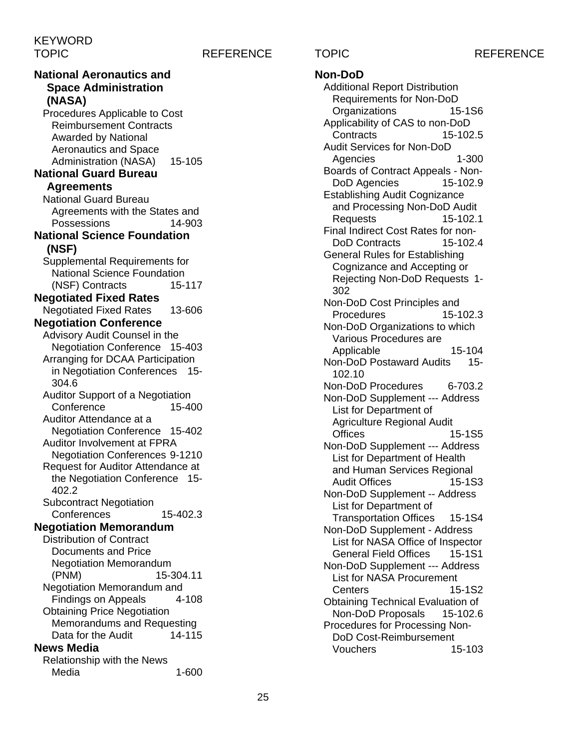KEYWORD

| TOPIC | REFERENCE |
|---|---|
| **National Aeronautics and Space Administration (NASA)** | |
| Procedures Applicable to Cost Reimbursement Contracts Awarded by National Aeronautics and Space Administration (NASA) | 15-105 |
| **National Guard Bureau Agreements** | |
| National Guard Bureau Agreements with the States and Possessions | 14-903 |
| **National Science Foundation (NSF)** | |
| Supplemental Requirements for National Science Foundation (NSF) Contracts | 15-117 |
| **Negotiated Fixed Rates** | |
| Negotiated Fixed Rates | 13-606 |
| **Negotiation Conference** | |
| Advisory Audit Counsel in the Negotiation Conference | 15-403 |
| Arranging for DCAA Participation in Negotiation Conferences | 15-304.6 |
| Auditor Support of a Negotiation Conference | 15-400 |
| Auditor Attendance at a Negotiation Conference | 15-402 |
| Auditor Involvement at FPRA Negotiation Conferences | 9-1210 |
| Request for Auditor Attendance at the Negotiation Conference | 15-402.2 |
| Subcontract Negotiation Conferences | 15-402.3 |
| **Negotiation Memorandum** | |
| Distribution of Contract Documents and Price Negotiation Memorandum (PNM) | 15-304.11 |
| Negotiation Memorandum and Findings on Appeals | 4-108 |
| Obtaining Price Negotiation Memorandums and Requesting Data for the Audit | 14-115 |
| **News Media** | |
| Relationship with the News Media | 1-600 |
| **Non-DoD** | |
| Additional Report Distribution Requirements for Non-DoD Organizations | 15-1S6 |
| Applicability of CAS to non-DoD Contracts | 15-102.5 |
| Audit Services for Non-DoD Agencies | 1-300 |
| Boards of Contract Appeals - Non-DoD Agencies | 15-102.9 |
| Establishing Audit Cognizance and Processing Non-DoD Audit Requests | 15-102.1 |
| Final Indirect Cost Rates for non-DoD Contracts | 15-102.4 |
| General Rules for Establishing Cognizance and Accepting or Rejecting Non-DoD Requests | 1-302 |
| Non-DoD Cost Principles and Procedures | 15-102.3 |
| Non-DoD Organizations to which Various Procedures are Applicable | 15-104 |
| Non-DoD Postaward Audits | 15-102.10 |
| Non-DoD Procedures | 6-703.2 |
| Non-DoD Supplement --- Address List for Department of Agriculture Regional Audit Offices | 15-1S5 |
| Non-DoD Supplement --- Address List for Department of Health and Human Services Regional Audit Offices | 15-1S3 |
| Non-DoD Supplement -- Address List for Department of Transportation Offices | 15-1S4 |
| Non-DoD Supplement - Address List for NASA Office of Inspector General Field Offices | 15-1S1 |
| Non-DoD Supplement --- Address List for NASA Procurement Centers | 15-1S2 |
| Obtaining Technical Evaluation of Non-DoD Proposals | 15-102.6 |
| Procedures for Processing Non-DoD Cost-Reimbursement Vouchers | 15-103 |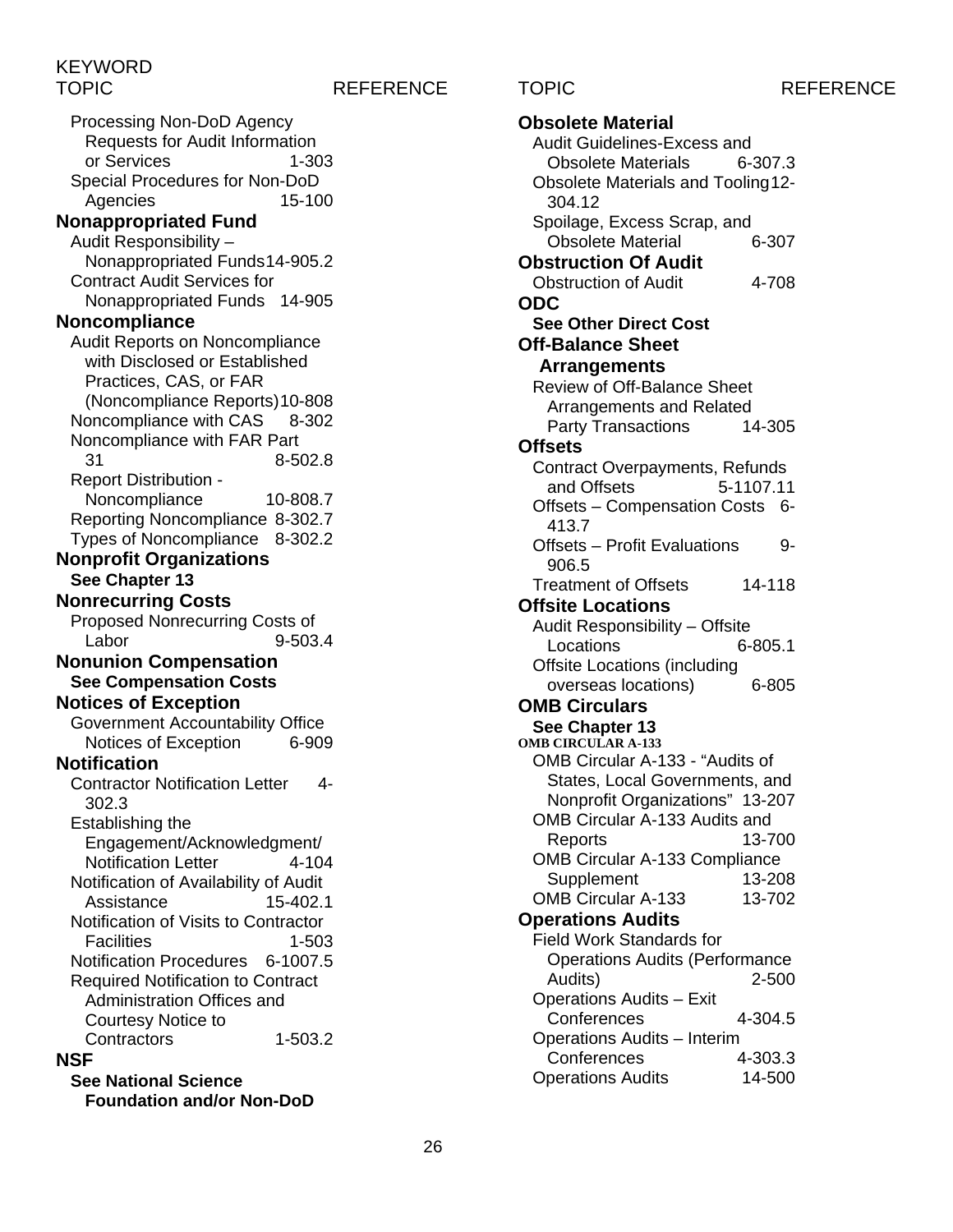KEYWORD

| TOPIC | REFERENCE |
|---|---|
| Processing Non-DoD Agency Requests for Audit Information or Services | 1-303 |
| Special Procedures for Non-DoD Agencies | 15-100 |
| **Nonappropriated Fund** | |
| Audit Responsibility – Nonappropriated Funds | 14-905.2 |
| Contract Audit Services for Nonappropriated Funds | 14-905 |
| **Noncompliance** | |
| Audit Reports on Noncompliance with Disclosed or Established Practices, CAS, or FAR (Noncompliance Reports) | 10-808 |
| Noncompliance with CAS | 8-302 |
| Noncompliance with FAR Part 31 | 8-502.8 |
| Report Distribution - Noncompliance | 10-808.7 |
| Reporting Noncompliance | 8-302.7 |
| Types of Noncompliance | 8-302.2 |
| **Nonprofit Organizations** | |
| **See Chapter 13** | |
| **Nonrecurring Costs** | |
| Proposed Nonrecurring Costs of Labor | 9-503.4 |
| **Nonunion Compensation** | |
| **See Compensation Costs** | |
| **Notices of Exception** | |
| Government Accountability Office Notices of Exception | 6-909 |
| **Notification** | |
| Contractor Notification Letter | 4-302.3 |
| Establishing the Engagement/Acknowledgment/ Notification Letter | 4-104 |
| Notification of Availability of Audit Assistance | 15-402.1 |
| Notification of Visits to Contractor Facilities | 1-503 |
| Notification Procedures | 6-1007.5 |
| Required Notification to Contract Administration Offices and Courtesy Notice to Contractors | 1-503.2 |
| **NSF** | |
| **See National Science Foundation and/or Non-DoD** | |
| **Obsolete Material** | |
| Audit Guidelines-Excess and Obsolete Materials | 6-307.3 |
| Obsolete Materials and Tooling | 12-304.12 |
| Spoilage, Excess Scrap, and Obsolete Material | 6-307 |
| **Obstruction Of Audit** | |
| Obstruction of Audit | 4-708 |
| **ODC** | |
| **See Other Direct Cost** | |
| **Off-Balance Sheet Arrangements** | |
| Review of Off-Balance Sheet Arrangements and Related Party Transactions | 14-305 |
| **Offsets** | |
| Contract Overpayments, Refunds and Offsets | 5-1107.11 |
| Offsets – Compensation Costs | 6-413.7 |
| Offsets – Profit Evaluations | 9-906.5 |
| Treatment of Offsets | 14-118 |
| **Offsite Locations** | |
| Audit Responsibility – Offsite Locations | 6-805.1 |
| Offsite Locations (including overseas locations) | 6-805 |
| **OMB Circulars** | |
| **See Chapter 13** | |
| **OMB CIRCULAR A-133** | |
| OMB Circular A-133 - "Audits of States, Local Governments, and Nonprofit Organizations" | 13-207 |
| OMB Circular A-133 Audits and Reports | 13-700 |
| OMB Circular A-133 Compliance Supplement | 13-208 |
| OMB Circular A-133 | 13-702 |
| **Operations Audits** | |
| Field Work Standards for Operations Audits (Performance Audits) | 2-500 |
| Operations Audits – Exit Conferences | 4-304.5 |
| Operations Audits – Interim Conferences | 4-303.3 |
| Operations Audits | 14-500 |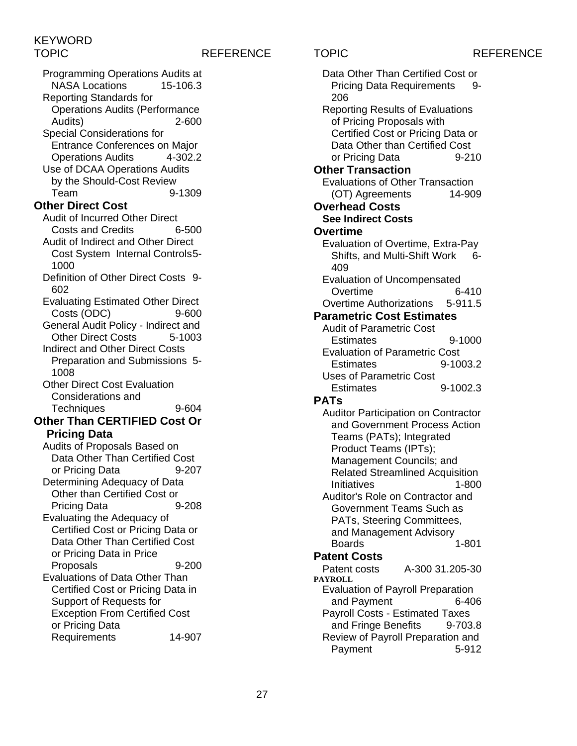| TOPIC | REFERENCE |
|---|---|
| Programming Operations Audits at NASA Locations | 15-106.3 |
| Reporting Standards for Operations Audits (Performance Audits) | 2-600 |
| Special Considerations for Entrance Conferences on Major Operations Audits | 4-302.2 |
| Use of DCAA Operations Audits by the Should-Cost Review Team | 9-1309 |
| **Other Direct Cost** | |
| Audit of Incurred Other Direct Costs and Credits | 6-500 |
| Audit of Indirect and Other Direct Cost System Internal Controls | 5-1000 |
| Definition of Other Direct Costs | 9-602 |
| Evaluating Estimated Other Direct Costs (ODC) | 9-600 |
| General Audit Policy - Indirect and Other Direct Costs | 5-1003 |
| Indirect and Other Direct Costs Preparation and Submissions | 5-1008 |
| Other Direct Cost Evaluation Considerations and Techniques | 9-604 |
| **Other Than CERTIFIED Cost Or Pricing Data** | |
| Audits of Proposals Based on Data Other Than Certified Cost or Pricing Data | 9-207 |
| Determining Adequacy of Data Other than Certified Cost or Pricing Data | 9-208 |
| Evaluating the Adequacy of Certified Cost or Pricing Data or Data Other Than Certified Cost or Pricing Data in Price Proposals | 9-200 |
| Evaluations of Data Other Than Certified Cost or Pricing Data in Support of Requests for Exception From Certified Cost or Pricing Data Requirements | 14-907 |
| Data Other Than Certified Cost or Pricing Data Requirements | 9-206 |
| Reporting Results of Evaluations of Pricing Proposals with Certified Cost or Pricing Data or Data Other than Certified Cost or Pricing Data | 9-210 |
| **Other Transaction** | |
| Evaluations of Other Transaction (OT) Agreements | 14-909 |
| **Overhead Costs** | |
| **See Indirect Costs** | |
| **Overtime** | |
| Evaluation of Overtime, Extra-Pay Shifts, and Multi-Shift Work | 6-409 |
| Evaluation of Uncompensated Overtime | 6-410 |
| Overtime Authorizations | 5-911.5 |
| **Parametric Cost Estimates** | |
| Audit of Parametric Cost Estimates | 9-1000 |
| Evaluation of Parametric Cost Estimates | 9-1003.2 |
| Uses of Parametric Cost Estimates | 9-1002.3 |
| **PATs** | |
| Auditor Participation on Contractor and Government Process Action Teams (PATs); Integrated Product Teams (IPTs); Management Councils; and Related Streamlined Acquisition Initiatives | 1-800 |
| Auditor's Role on Contractor and Government Teams Such as PATs, Steering Committees, and Management Advisory Boards | 1-801 |
| **Patent Costs** | |
| Patent costs | A-300 31.205-30 |
| **PAYROLL** | |
| Evaluation of Payroll Preparation and Payment | 6-406 |
| Payroll Costs - Estimated Taxes and Fringe Benefits | 9-703.8 |
| Review of Payroll Preparation and Payment | 5-912 |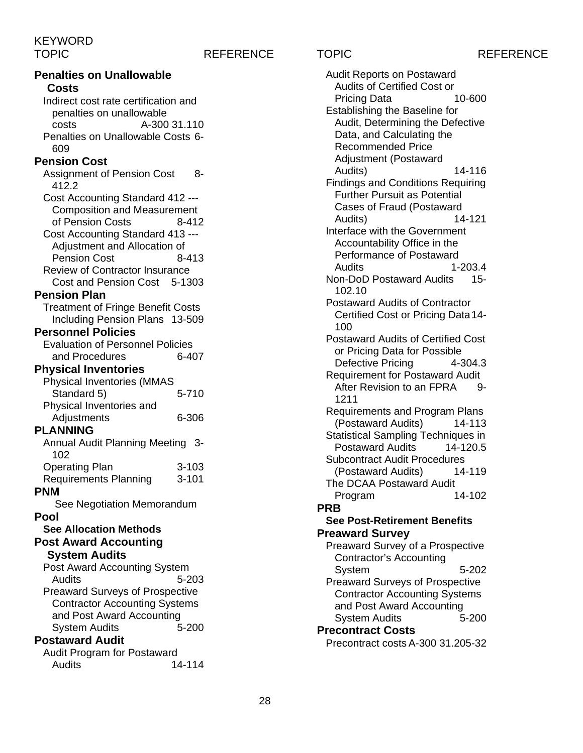KEYWORD

| TOPIC | REFERENCE |
|---|---|
| **Penalties on Unallowable Costs** | |
| Indirect cost rate certification and penalties on unallowable costs | A-300 31.110 |
| Penalties on Unallowable Costs | 6-609 |
| **Pension Cost** | |
| Assignment of Pension Cost | 8-412.2 |
| Cost Accounting Standard 412 --- Composition and Measurement of Pension Costs | 8-412 |
| Cost Accounting Standard 413 --- Adjustment and Allocation of Pension Cost | 8-413 |
| Review of Contractor Insurance Cost and Pension Cost | 5-1303 |
| **Pension Plan** | |
| Treatment of Fringe Benefit Costs Including Pension Plans | 13-509 |
| **Personnel Policies** | |
| Evaluation of Personnel Policies and Procedures | 6-407 |
| **Physical Inventories** | |
| Physical Inventories (MMAS Standard 5) | 5-710 |
| Physical Inventories and Adjustments | 6-306 |
| **PLANNING** | |
| Annual Audit Planning Meeting | 3-102 |
| Operating Plan | 3-103 |
| Requirements Planning | 3-101 |
| **PNM** | |
| See Negotiation Memorandum | |
| **Pool** | |
| **See Allocation Methods** | |
| **Post Award Accounting System Audits** | |
| Post Award Accounting System Audits | 5-203 |
| Preaward Surveys of Prospective Contractor Accounting Systems and Post Award Accounting System Audits | 5-200 |
| **Postaward Audit** | |
| Audit Program for Postaward Audits | 14-114 |
| Audit Reports on Postaward Audits of Certified Cost or Pricing Data | 10-600 |
| Establishing the Baseline for Audit, Determining the Defective Data, and Calculating the Recommended Price Adjustment (Postaward Audits) | 14-116 |
| Findings and Conditions Requiring Further Pursuit as Potential Cases of Fraud (Postaward Audits) | 14-121 |
| Interface with the Government Accountability Office in the Performance of Postaward Audits | 1-203.4 |
| Non-DoD Postaward Audits | 15-102.10 |
| Postaward Audits of Contractor Certified Cost or Pricing Data | 14-100 |
| Postaward Audits of Certified Cost or Pricing Data for Possible Defective Pricing | 4-304.3 |
| Requirement for Postaward Audit After Revision to an FPRA | 9-1211 |
| Requirements and Program Plans (Postaward Audits) | 14-113 |
| Statistical Sampling Techniques in Postaward Audits | 14-120.5 |
| Subcontract Audit Procedures (Postaward Audits) | 14-119 |
| The DCAA Postaward Audit Program | 14-102 |
| **PRB** | |
| **See Post-Retirement Benefits** | |
| **Preaward Survey** | |
| Preaward Survey of a Prospective Contractor's Accounting System | 5-202 |
| Preaward Surveys of Prospective Contractor Accounting Systems and Post Award Accounting System Audits | 5-200 |
| **Precontract Costs** | |
| Precontract costs | A-300 31.205-32 |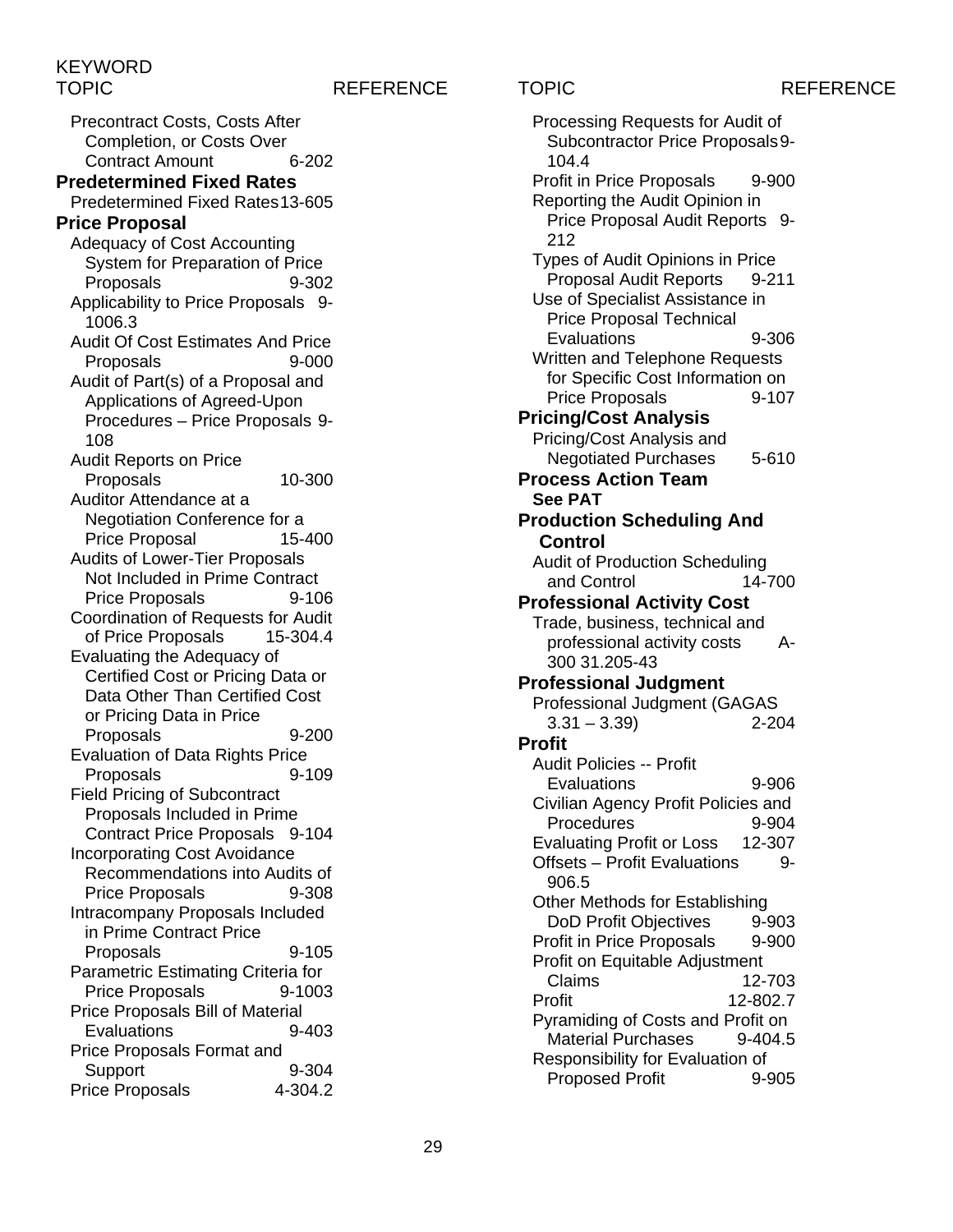KEYWORD

| TOPIC | REFERENCE |
|---|---|
| Precontract Costs, Costs After Completion, or Costs Over Contract Amount | 6-202 |
| **Predetermined Fixed Rates** | |
| Predetermined Fixed Rates | 13-605 |
| **Price Proposal** | |
| Adequacy of Cost Accounting System for Preparation of Price Proposals | 9-302 |
| Applicability to Price Proposals | 9-1006.3 |
| Audit Of Cost Estimates And Price Proposals | 9-000 |
| Audit of Part(s) of a Proposal and Applications of Agreed-Upon Procedures – Price Proposals | 9-108 |
| Audit Reports on Price Proposals | 10-300 |
| Auditor Attendance at a Negotiation Conference for a Price Proposal | 15-400 |
| Audits of Lower-Tier Proposals Not Included in Prime Contract Price Proposals | 9-106 |
| Coordination of Requests for Audit of Price Proposals | 15-304.4 |
| Evaluating the Adequacy of Certified Cost or Pricing Data or Data Other Than Certified Cost or Pricing Data in Price Proposals | 9-200 |
| Evaluation of Data Rights Price Proposals | 9-109 |
| Field Pricing of Subcontract Proposals Included in Prime Contract Price Proposals | 9-104 |
| Incorporating Cost Avoidance Recommendations into Audits of Price Proposals | 9-308 |
| Intracompany Proposals Included in Prime Contract Price Proposals | 9-105 |
| Parametric Estimating Criteria for Price Proposals | 9-1003 |
| Price Proposals Bill of Material Evaluations | 9-403 |
| Price Proposals Format and Support | 9-304 |
| Price Proposals | 4-304.2 |
| Processing Requests for Audit of Subcontractor Price Proposals | 9-104.4 |
| Profit in Price Proposals | 9-900 |
| Reporting the Audit Opinion in Price Proposal Audit Reports | 9-212 |
| Types of Audit Opinions in Price Proposal Audit Reports | 9-211 |
| Use of Specialist Assistance in Price Proposal Technical Evaluations | 9-306 |
| Written and Telephone Requests for Specific Cost Information on Price Proposals | 9-107 |
| **Pricing/Cost Analysis** | |
| Pricing/Cost Analysis and Negotiated Purchases | 5-610 |
| **Process Action Team** | |
| **See PAT** | |
| **Production Scheduling And Control** | |
| Audit of Production Scheduling and Control | 14-700 |
| **Professional Activity Cost** | |
| Trade, business, technical and professional activity costs | A-300 31.205-43 |
| **Professional Judgment** | |
| Professional Judgment (GAGAS 3.31 – 3.39) | 2-204 |
| **Profit** | |
| Audit Policies -- Profit Evaluations | 9-906 |
| Civilian Agency Profit Policies and Procedures | 9-904 |
| Evaluating Profit or Loss | 12-307 |
| Offsets – Profit Evaluations | 9-906.5 |
| Other Methods for Establishing DoD Profit Objectives | 9-903 |
| Profit in Price Proposals | 9-900 |
| Profit on Equitable Adjustment Claims | 12-703 |
| Profit | 12-802.7 |
| Pyramiding of Costs and Profit on Material Purchases | 9-404.5 |
| Responsibility for Evaluation of Proposed Profit | 9-905 |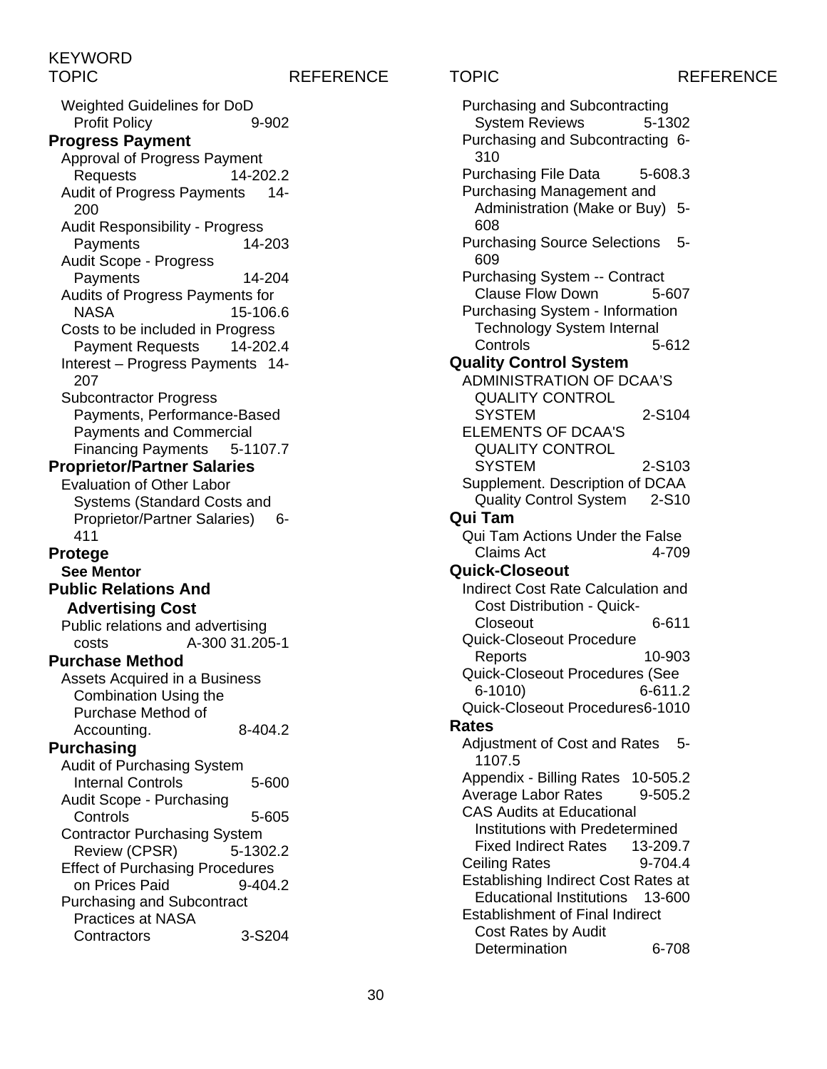KEYWORD

| TOPIC | REFERENCE |
|---|---|

Weighted Guidelines for DoD Profit Policy 9-902

**Progress Payment**

Approval of Progress Payment Requests 14-202.2
Audit of Progress Payments 14-200
Audit Responsibility - Progress Payments 14-203
Audit Scope - Progress Payments 14-204
Audits of Progress Payments for NASA 15-106.6
Costs to be included in Progress Payment Requests 14-202.4
Interest – Progress Payments 14-207
Subcontractor Progress Payments, Performance-Based Payments and Commercial Financing Payments 5-1107.7

**Proprietor/Partner Salaries**

Evaluation of Other Labor Systems (Standard Costs and Proprietor/Partner Salaries) 6-411

**Protege**

**See Mentor**

**Public Relations And Advertising Cost**

Public relations and advertising costs A-300 31.205-1

**Purchase Method**

Assets Acquired in a Business Combination Using the Purchase Method of Accounting. 8-404.2

**Purchasing**

Audit of Purchasing System Internal Controls 5-600
Audit Scope - Purchasing Controls 5-605
Contractor Purchasing System Review (CPSR) 5-1302.2
Effect of Purchasing Procedures on Prices Paid 9-404.2
Purchasing and Subcontract Practices at NASA Contractors 3-S204
Purchasing and Subcontracting System Reviews 5-1302
Purchasing and Subcontracting 6-310
Purchasing File Data 5-608.3
Purchasing Management and Administration (Make or Buy) 5-608
Purchasing Source Selections 5-609
Purchasing System -- Contract Clause Flow Down 5-607
Purchasing System - Information Technology System Internal Controls 5-612

**Quality Control System**

ADMINISTRATION OF DCAA'S QUALITY CONTROL SYSTEM 2-S104
ELEMENTS OF DCAA'S QUALITY CONTROL SYSTEM 2-S103
Supplement. Description of DCAA Quality Control System 2-S10

**Qui Tam**

Qui Tam Actions Under the False Claims Act 4-709

**Quick-Closeout**

Indirect Cost Rate Calculation and Cost Distribution - Quick-Closeout 6-611
Quick-Closeout Procedure Reports 10-903
Quick-Closeout Procedures (See 6-1010) 6-611.2
Quick-Closeout Procedures6-1010

**Rates**

Adjustment of Cost and Rates 5-1107.5
Appendix - Billing Rates 10-505.2
Average Labor Rates 9-505.2
CAS Audits at Educational Institutions with Predetermined Fixed Indirect Rates 13-209.7
Ceiling Rates 9-704.4
Establishing Indirect Cost Rates at Educational Institutions 13-600
Establishment of Final Indirect Cost Rates by Audit Determination 6-708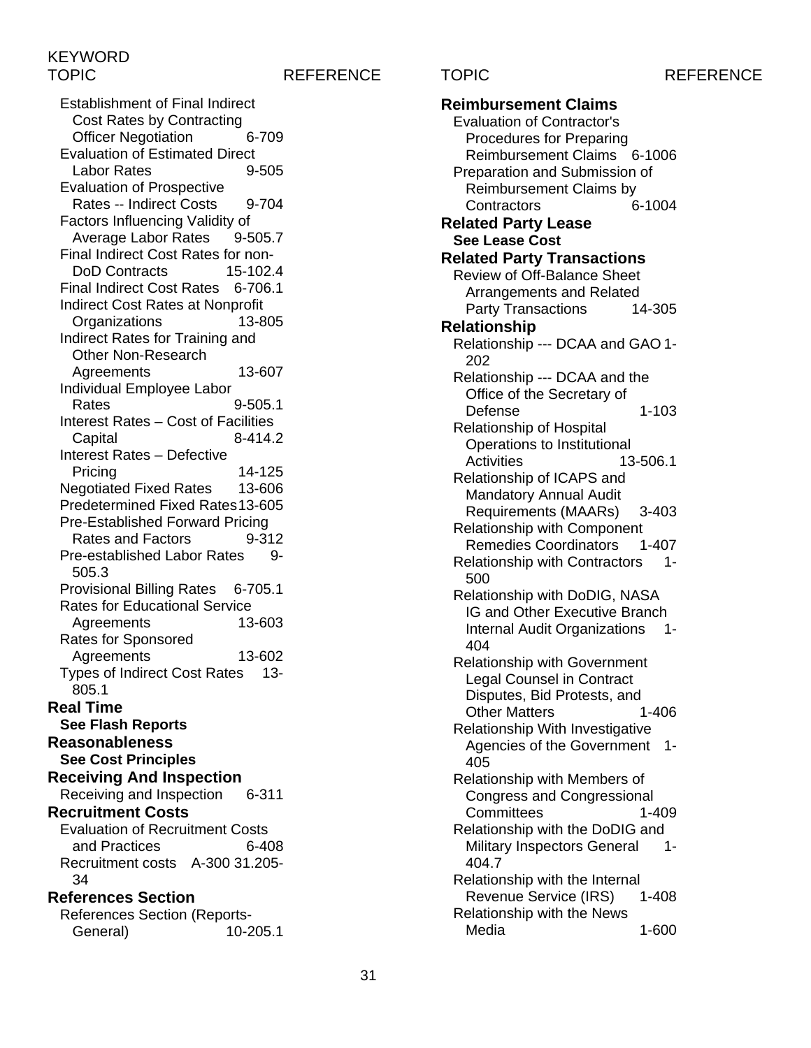KEYWORD

| TOPIC | REFERENCE |
|---|---|
| Establishment of Final Indirect Cost Rates by Contracting Officer Negotiation | 6-709 |
| Evaluation of Estimated Direct Labor Rates | 9-505 |
| Evaluation of Prospective Rates -- Indirect Costs | 9-704 |
| Factors Influencing Validity of Average Labor Rates | 9-505.7 |
| Final Indirect Cost Rates for non-DoD Contracts | 15-102.4 |
| Final Indirect Cost Rates | 6-706.1 |
| Indirect Cost Rates at Nonprofit Organizations | 13-805 |
| Indirect Rates for Training and Other Non-Research Agreements | 13-607 |
| Individual Employee Labor Rates | 9-505.1 |
| Interest Rates – Cost of Facilities Capital | 8-414.2 |
| Interest Rates – Defective Pricing | 14-125 |
| Negotiated Fixed Rates | 13-606 |
| Predetermined Fixed Rates | 13-605 |
| Pre-Established Forward Pricing Rates and Factors | 9-312 |
| Pre-established Labor Rates | 9-505.3 |
| Provisional Billing Rates | 6-705.1 |
| Rates for Educational Service Agreements | 13-603 |
| Rates for Sponsored Agreements | 13-602 |
| Types of Indirect Cost Rates | 13-805.1 |

**Real Time**

**See Flash Reports**

**Reasonableness**

**See Cost Principles**

**Receiving And Inspection**

| | |
|---|---|
| Receiving and Inspection | 6-311 |

**Recruitment Costs**

| | |
|---|---|
| Evaluation of Recruitment Costs and Practices | 6-408 |
| Recruitment costs | A-300 31.205-34 |

**References Section**

| | |
|---|---|
| References Section (Reports-General) | 10-205.1 |

**Reimbursement Claims**

| TOPIC | REFERENCE |
|---|---|
| Evaluation of Contractor's Procedures for Preparing Reimbursement Claims | 6-1006 |
| Preparation and Submission of Reimbursement Claims by Contractors | 6-1004 |

**Related Party Lease**

**See Lease Cost**

**Related Party Transactions**

| | |
|---|---|
| Review of Off-Balance Sheet Arrangements and Related Party Transactions | 14-305 |

**Relationship**

| | |
|---|---|
| Relationship --- DCAA and GAO | 1-202 |
| Relationship --- DCAA and the Office of the Secretary of Defense | 1-103 |
| Relationship of Hospital Operations to Institutional Activities | 13-506.1 |
| Relationship of ICAPS and Mandatory Annual Audit Requirements (MAARs) | 3-403 |
| Relationship with Component Remedies Coordinators | 1-407 |
| Relationship with Contractors | 1-500 |
| Relationship with DoDIG, NASA IG and Other Executive Branch Internal Audit Organizations | 1-404 |
| Relationship with Government Legal Counsel in Contract Disputes, Bid Protests, and Other Matters | 1-406 |
| Relationship With Investigative Agencies of the Government | 1-405 |
| Relationship with Members of Congress and Congressional Committees | 1-409 |
| Relationship with the DoDIG and Military Inspectors General | 1-404.7 |
| Relationship with the Internal Revenue Service (IRS) | 1-408 |
| Relationship with the News Media | 1-600 |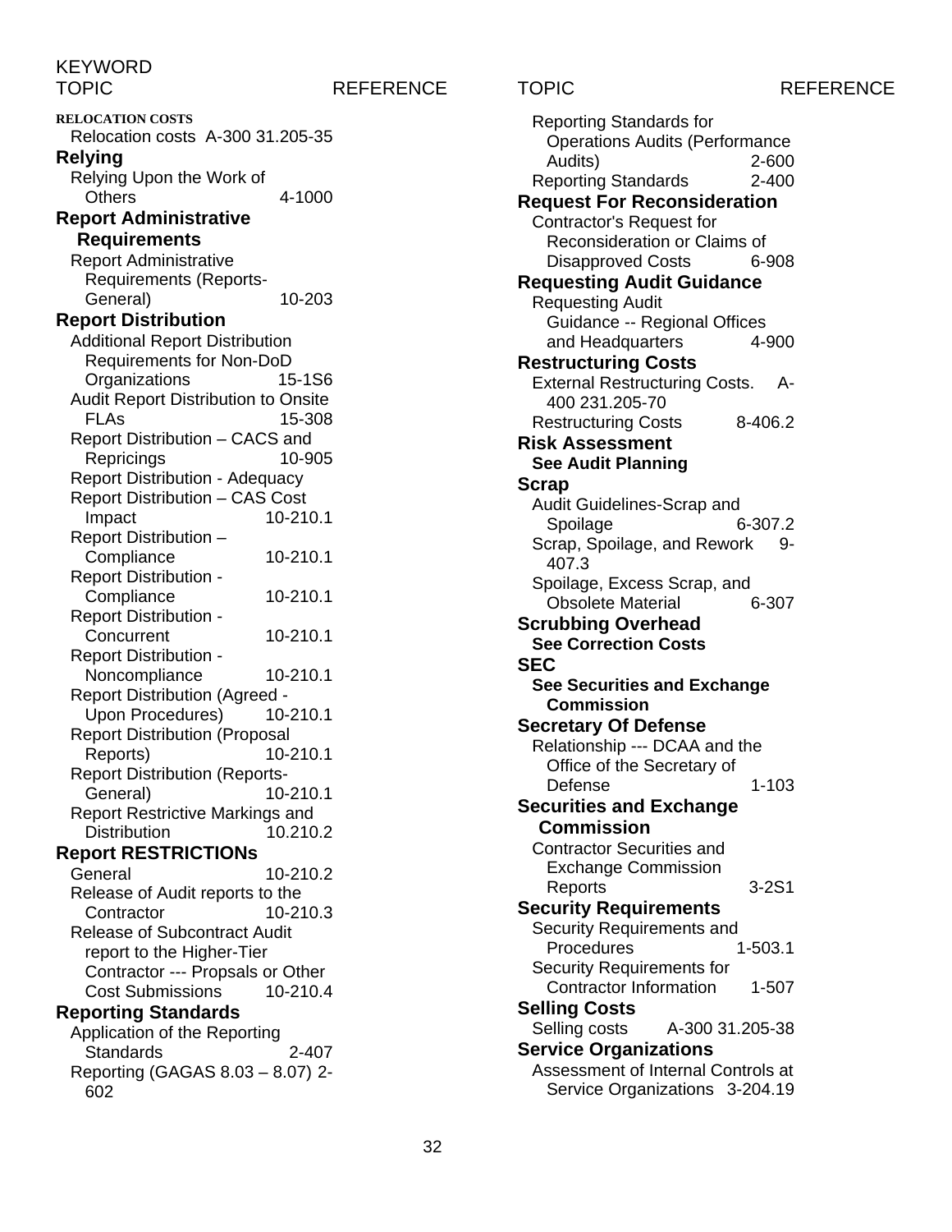KEYWORD

| TOPIC | REFERENCE |
|---|---|
| **RELOCATION COSTS** | |
| Relocation costs | A-300 31.205-35 |
| **Relying** | |
| Relying Upon the Work of Others | 4-1000 |
| **Report Administrative Requirements** | |
| Report Administrative Requirements (Reports-General) | 10-203 |
| **Report Distribution** | |
| Additional Report Distribution Requirements for Non-DoD Organizations | 15-1S6 |
| Audit Report Distribution to Onsite FLAs | 15-308 |
| Report Distribution – CACS and Repricings | 10-905 |
| Report Distribution - Adequacy | |
| Report Distribution – CAS Cost Impact | 10-210.1 |
| Report Distribution – Compliance | 10-210.1 |
| Report Distribution - Compliance | 10-210.1 |
| Report Distribution - Concurrent | 10-210.1 |
| Report Distribution - Noncompliance | 10-210.1 |
| Report Distribution (Agreed - Upon Procedures) | 10-210.1 |
| Report Distribution (Proposal Reports) | 10-210.1 |
| Report Distribution (Reports-General) | 10-210.1 |
| Report Restrictive Markings and Distribution | 10.210.2 |
| **Report RESTRICTIONs** | |
| General | 10-210.2 |
| Release of Audit reports to the Contractor | 10-210.3 |
| Release of Subcontract Audit report to the Higher-Tier Contractor --- Propsals or Other Cost Submissions | 10-210.4 |
| **Reporting Standards** | |
| Application of the Reporting Standards | 2-407 |
| Reporting (GAGAS 8.03 – 8.07) | 2-602 |
| Reporting Standards for Operations Audits (Performance Audits) | 2-600 |
| Reporting Standards | 2-400 |
| **Request For Reconsideration** | |
| Contractor's Request for Reconsideration or Claims of Disapproved Costs | 6-908 |
| **Requesting Audit Guidance** | |
| Requesting Audit Guidance -- Regional Offices and Headquarters | 4-900 |
| **Restructuring Costs** | |
| External Restructuring Costs. | A-400 231.205-70 |
| Restructuring Costs | 8-406.2 |
| **Risk Assessment** | |
| **See Audit Planning** | |
| **Scrap** | |
| Audit Guidelines-Scrap and Spoilage | 6-307.2 |
| Scrap, Spoilage, and Rework | 9-407.3 |
| Spoilage, Excess Scrap, and Obsolete Material | 6-307 |
| **Scrubbing Overhead** | |
| **See Correction Costs** | |
| **SEC** | |
| **See Securities and Exchange Commission** | |
| **Secretary Of Defense** | |
| Relationship --- DCAA and the Office of the Secretary of Defense | 1-103 |
| **Securities and Exchange Commission** | |
| Contractor Securities and Exchange Commission Reports | 3-2S1 |
| **Security Requirements** | |
| Security Requirements and Procedures | 1-503.1 |
| Security Requirements for Contractor Information | 1-507 |
| **Selling Costs** | |
| Selling costs | A-300 31.205-38 |
| **Service Organizations** | |
| Assessment of Internal Controls at Service Organizations | 3-204.19 |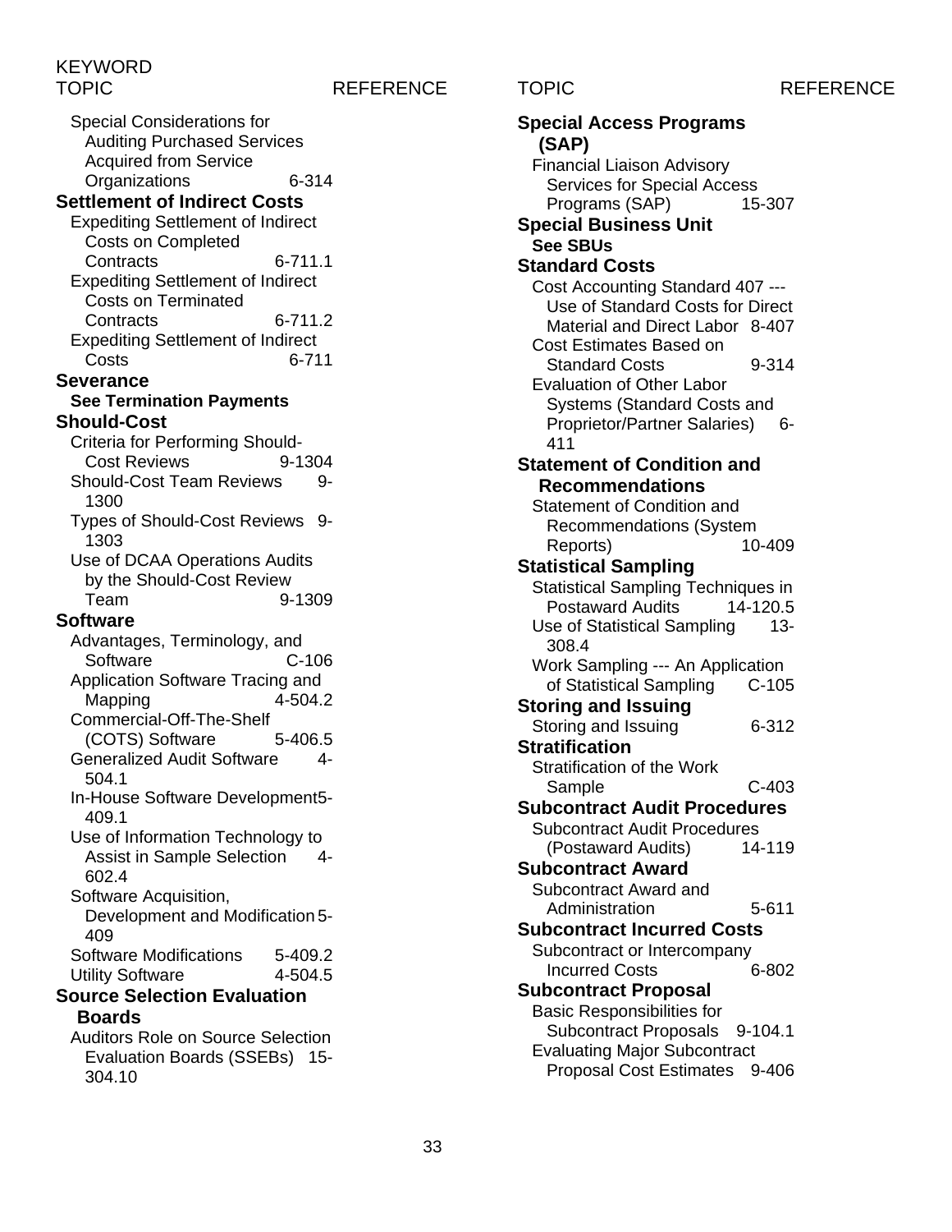| KEYWORD TOPIC | REFERENCE |
|---|---|
| Special Considerations for Auditing Purchased Services Acquired from Service Organizations | 6-314 |
| **Settlement of Indirect Costs** | |
| Expediting Settlement of Indirect Costs on Completed Contracts | 6-711.1 |
| Expediting Settlement of Indirect Costs on Terminated Contracts | 6-711.2 |
| Expediting Settlement of Indirect Costs | 6-711 |
| **Severance** | |
| **See Termination Payments** | |
| **Should-Cost** | |
| Criteria for Performing Should-Cost Reviews | 9-1304 |
| Should-Cost Team Reviews | 9-1300 |
| Types of Should-Cost Reviews | 9-1303 |
| Use of DCAA Operations Audits by the Should-Cost Review Team | 9-1309 |
| **Software** | |
| Advantages, Terminology, and Software | C-106 |
| Application Software Tracing and Mapping | 4-504.2 |
| Commercial-Off-The-Shelf (COTS) Software | 5-406.5 |
| Generalized Audit Software | 4-504.1 |
| In-House Software Development | 5-409.1 |
| Use of Information Technology to Assist in Sample Selection | 4-602.4 |
| Software Acquisition, Development and Modification | 5-409 |
| Software Modifications | 5-409.2 |
| Utility Software | 4-504.5 |
| **Source Selection Evaluation Boards** | |
| Auditors Role on Source Selection Evaluation Boards (SSEBs) | 15-304.10 |
| **Special Access Programs (SAP)** | |
| Financial Liaison Advisory Services for Special Access Programs (SAP) | 15-307 |
| **Special Business Unit** | |
| **See SBUs** | |
| **Standard Costs** | |
| Cost Accounting Standard 407 --- Use of Standard Costs for Direct Material and Direct Labor | 8-407 |
| Cost Estimates Based on Standard Costs | 9-314 |
| Evaluation of Other Labor Systems (Standard Costs and Proprietor/Partner Salaries) | 6-411 |
| **Statement of Condition and Recommendations** | |
| Statement of Condition and Recommendations (System Reports) | 10-409 |
| **Statistical Sampling** | |
| Statistical Sampling Techniques in Postaward Audits | 14-120.5 |
| Use of Statistical Sampling | 13-308.4 |
| Work Sampling --- An Application of Statistical Sampling | C-105 |
| **Storing and Issuing** | |
| Storing and Issuing | 6-312 |
| **Stratification** | |
| Stratification of the Work Sample | C-403 |
| **Subcontract Audit Procedures** | |
| Subcontract Audit Procedures (Postaward Audits) | 14-119 |
| **Subcontract Award** | |
| Subcontract Award and Administration | 5-611 |
| **Subcontract Incurred Costs** | |
| Subcontract or Intercompany Incurred Costs | 6-802 |
| **Subcontract Proposal** | |
| Basic Responsibilities for Subcontract Proposals | 9-104.1 |
| Evaluating Major Subcontract Proposal Cost Estimates | 9-406 |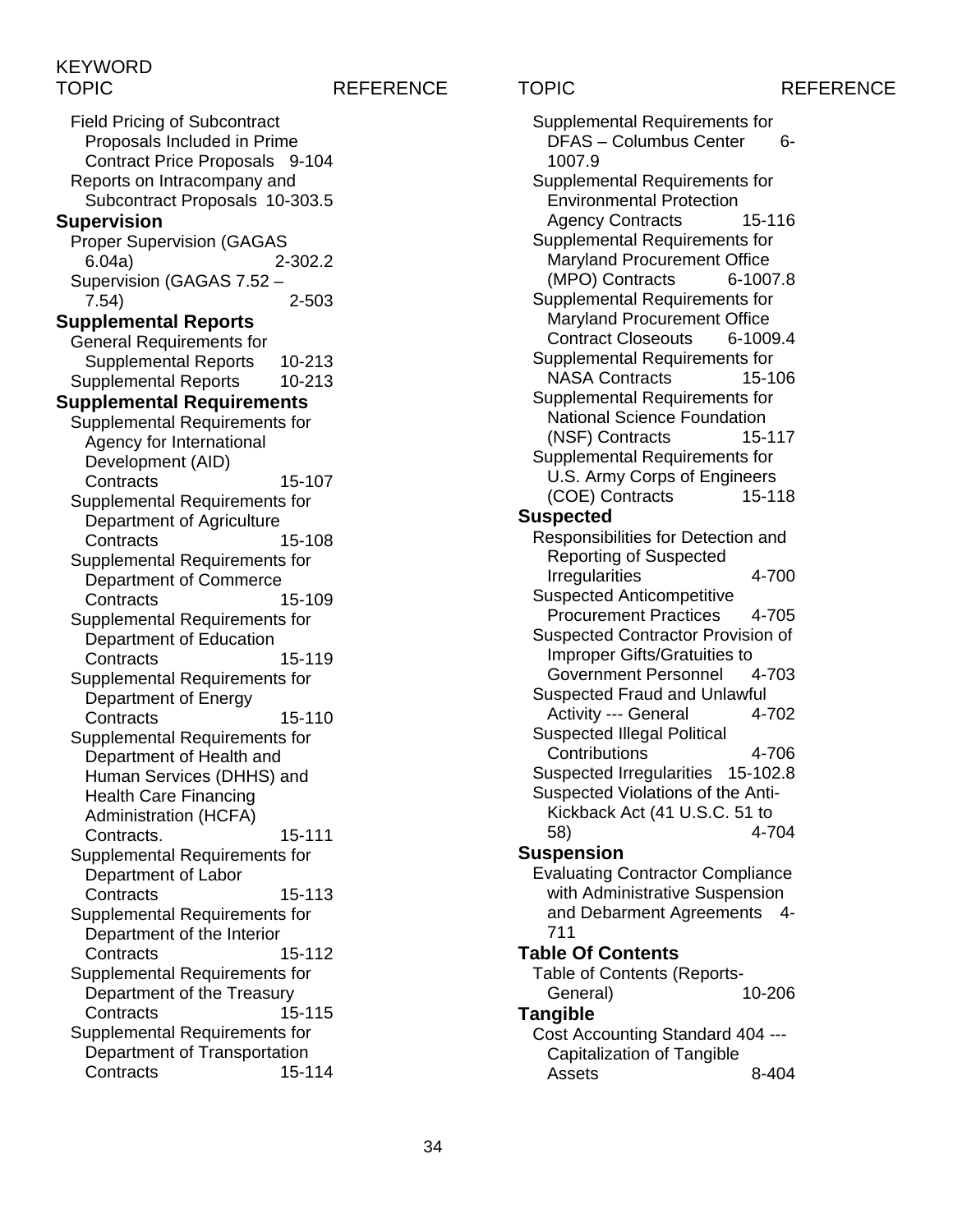KEYWORD

| TOPIC | REFERENCE |
|---|---|
| Field Pricing of Subcontract Proposals Included in Prime Contract Price Proposals | 9-104 |
| Reports on Intracompany and Subcontract Proposals | 10-303.5 |
| **Supervision** | |
| Proper Supervision (GAGAS 6.04a) | 2-302.2 |
| Supervision (GAGAS 7.52 – 7.54) | 2-503 |
| **Supplemental Reports** | |
| General Requirements for Supplemental Reports | 10-213 |
| Supplemental Reports | 10-213 |
| **Supplemental Requirements** | |
| Supplemental Requirements for Agency for International Development (AID) Contracts | 15-107 |
| Supplemental Requirements for Department of Agriculture Contracts | 15-108 |
| Supplemental Requirements for Department of Commerce Contracts | 15-109 |
| Supplemental Requirements for Department of Education Contracts | 15-119 |
| Supplemental Requirements for Department of Energy Contracts | 15-110 |
| Supplemental Requirements for Department of Health and Human Services (DHHS) and Health Care Financing Administration (HCFA) Contracts. | 15-111 |
| Supplemental Requirements for Department of Labor Contracts | 15-113 |
| Supplemental Requirements for Department of the Interior Contracts | 15-112 |
| Supplemental Requirements for Department of the Treasury Contracts | 15-115 |
| Supplemental Requirements for Department of Transportation Contracts | 15-114 |
| Supplemental Requirements for DFAS – Columbus Center | 6-1007.9 |
| Supplemental Requirements for Environmental Protection Agency Contracts | 15-116 |
| Supplemental Requirements for Maryland Procurement Office (MPO) Contracts | 6-1007.8 |
| Supplemental Requirements for Maryland Procurement Office Contract Closeouts | 6-1009.4 |
| Supplemental Requirements for NASA Contracts | 15-106 |
| Supplemental Requirements for National Science Foundation (NSF) Contracts | 15-117 |
| Supplemental Requirements for U.S. Army Corps of Engineers (COE) Contracts | 15-118 |
| **Suspected** | |
| Responsibilities for Detection and Reporting of Suspected Irregularities | 4-700 |
| Suspected Anticompetitive Procurement Practices | 4-705 |
| Suspected Contractor Provision of Improper Gifts/Gratuities to Government Personnel | 4-703 |
| Suspected Fraud and Unlawful Activity --- General | 4-702 |
| Suspected Illegal Political Contributions | 4-706 |
| Suspected Irregularities | 15-102.8 |
| Suspected Violations of the Anti-Kickback Act (41 U.S.C. 51 to 58) | 4-704 |
| **Suspension** | |
| Evaluating Contractor Compliance with Administrative Suspension and Debarment Agreements | 4-711 |
| **Table Of Contents** | |
| Table of Contents (Reports-General) | 10-206 |
| **Tangible** | |
| Cost Accounting Standard 404 --- Capitalization of Tangible Assets | 8-404 |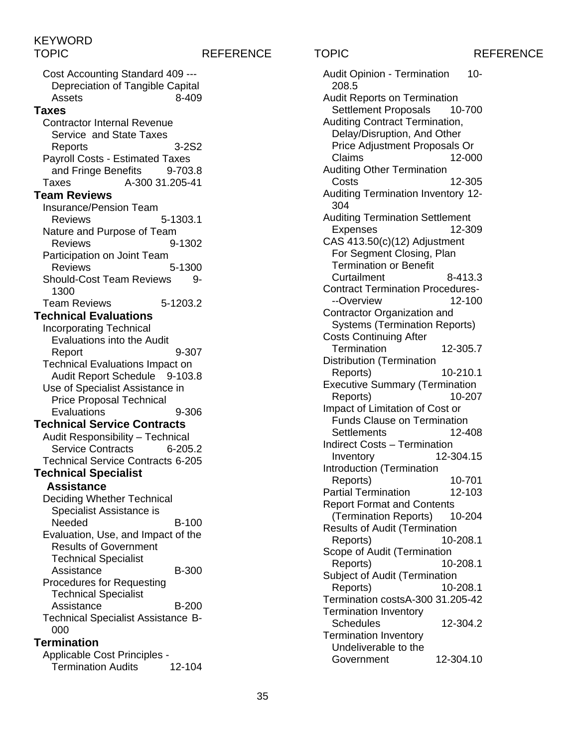| KEYWORD TOPIC | REFERENCE |
|---|---|
| Cost Accounting Standard 409 ---Depreciation of Tangible Capital Assets | 8-409 |
| **Taxes** | |
| Contractor Internal Revenue Service and State Taxes Reports | 3-2S2 |
| Payroll Costs - Estimated Taxes and Fringe Benefits | 9-703.8 |
| Taxes | A-300 31.205-41 |
| **Team Reviews** | |
| Insurance/Pension Team Reviews | 5-1303.1 |
| Nature and Purpose of Team Reviews | 9-1302 |
| Participation on Joint Team Reviews | 5-1300 |
| Should-Cost Team Reviews | 9-1300 |
| Team Reviews | 5-1203.2 |
| **Technical Evaluations** | |
| Incorporating Technical Evaluations into the Audit Report | 9-307 |
| Technical Evaluations Impact on Audit Report Schedule | 9-103.8 |
| Use of Specialist Assistance in Price Proposal Technical Evaluations | 9-306 |
| **Technical Service Contracts** | |
| Audit Responsibility – Technical Service Contracts | 6-205.2 |
| Technical Service Contracts | 6-205 |
| **Technical Specialist Assistance** | |
| Deciding Whether Technical Specialist Assistance is Needed | B-100 |
| Evaluation, Use, and Impact of the Results of Government Technical Specialist Assistance | B-300 |
| Procedures for Requesting Technical Specialist Assistance | B-200 |
| Technical Specialist Assistance | B-000 |
| **Termination** | |
| Applicable Cost Principles - Termination Audits | 12-104 |
| Audit Opinion - Termination | 10-208.5 |
| Audit Reports on Termination Settlement Proposals | 10-700 |
| Auditing Contract Termination, Delay/Disruption, And Other Price Adjustment Proposals Or Claims | 12-000 |
| Auditing Other Termination Costs | 12-305 |
| Auditing Termination Inventory | 12-304 |
| Auditing Termination Settlement Expenses | 12-309 |
| CAS 413.50(c)(12) Adjustment For Segment Closing, Plan Termination or Benefit Curtailment | 8-413.3 |
| Contract Termination Procedures---Overview | 12-100 |
| Contractor Organization and Systems (Termination Reports) | |
| Costs Continuing After Termination | 12-305.7 |
| Distribution (Termination Reports) | 10-210.1 |
| Executive Summary (Termination Reports) | 10-207 |
| Impact of Limitation of Cost or Funds Clause on Termination Settlements | 12-408 |
| Indirect Costs – Termination Inventory | 12-304.15 |
| Introduction (Termination Reports) | 10-701 |
| Partial Termination | 12-103 |
| Report Format and Contents (Termination Reports) | 10-204 |
| Results of Audit (Termination Reports) | 10-208.1 |
| Scope of Audit (Termination Reports) | 10-208.1 |
| Subject of Audit (Termination Reports) | 10-208.1 |
| Termination costs | A-300 31.205-42 |
| Termination Inventory Schedules | 12-304.2 |
| Termination Inventory Undeliverable to the Government | 12-304.10 |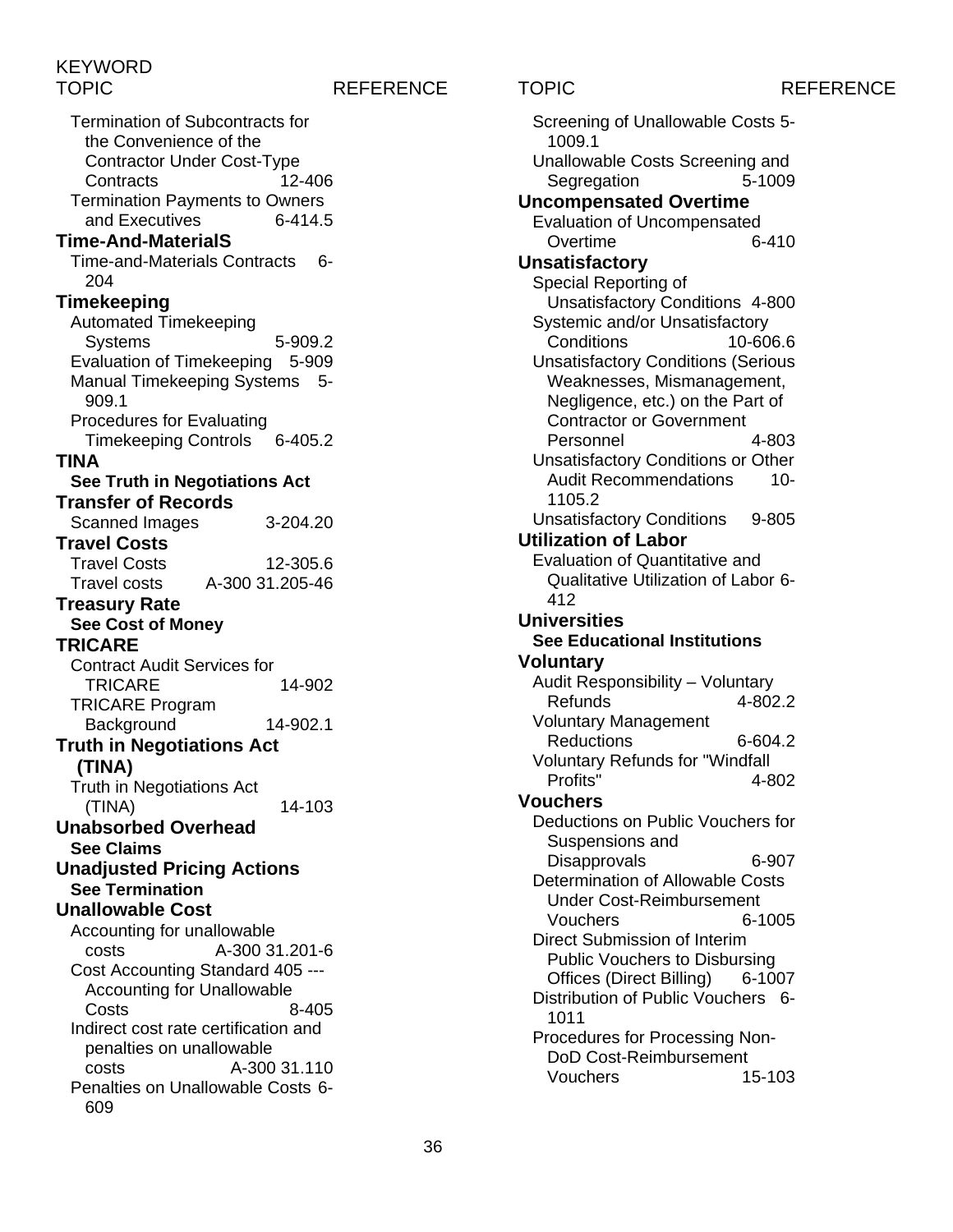| KEYWORD TOPIC | REFERENCE |
| --- | --- |
| Termination of Subcontracts for the Convenience of the Contractor Under Cost-Type Contracts | 12-406 |
| Termination Payments to Owners and Executives | 6-414.5 |
| **Time-And-MaterialS** | |
| Time-and-Materials Contracts | 6-204 |
| **Timekeeping** | |
| Automated Timekeeping Systems | 5-909.2 |
| Evaluation of Timekeeping | 5-909 |
| Manual Timekeeping Systems | 5-909.1 |
| Procedures for Evaluating Timekeeping Controls | 6-405.2 |
| **TINA** | |
| **See Truth in Negotiations Act** | |
| **Transfer of Records** | |
| Scanned Images | 3-204.20 |
| **Travel Costs** | |
| Travel Costs | 12-305.6 |
| Travel costs | A-300 31.205-46 |
| **Treasury Rate** | |
| **See Cost of Money** | |
| **TRICARE** | |
| Contract Audit Services for TRICARE | 14-902 |
| TRICARE Program Background | 14-902.1 |
| **Truth in Negotiations Act (TINA)** | |
| Truth in Negotiations Act (TINA) | 14-103 |
| **Unabsorbed Overhead** | |
| **See Claims** | |
| **Unadjusted Pricing Actions** | |
| **See Termination** | |
| **Unallowable Cost** | |
| Accounting for unallowable costs | A-300 31.201-6 |
| Cost Accounting Standard 405 --- Accounting for Unallowable Costs | 8-405 |
| Indirect cost rate certification and penalties on unallowable costs | A-300 31.110 |
| Penalties on Unallowable Costs | 6-609 |
| Screening of Unallowable Costs | 5-1009.1 |
| Unallowable Costs Screening and Segregation | 5-1009 |
| **Uncompensated Overtime** | |
| Evaluation of Uncompensated Overtime | 6-410 |
| **Unsatisfactory** | |
| Special Reporting of Unsatisfactory Conditions | 4-800 |
| Systemic and/or Unsatisfactory Conditions | 10-606.6 |
| Unsatisfactory Conditions (Serious Weaknesses, Mismanagement, Negligence, etc.) on the Part of Contractor or Government Personnel | 4-803 |
| Unsatisfactory Conditions or Other Audit Recommendations | 10-1105.2 |
| Unsatisfactory Conditions | 9-805 |
| **Utilization of Labor** | |
| Evaluation of Quantitative and Qualitative Utilization of Labor | 6-412 |
| **Universities** | |
| **See Educational Institutions** | |
| **Voluntary** | |
| Audit Responsibility – Voluntary Refunds | 4-802.2 |
| Voluntary Management Reductions | 6-604.2 |
| Voluntary Refunds for "Windfall Profits" | 4-802 |
| **Vouchers** | |
| Deductions on Public Vouchers for Suspensions and Disapprovals | 6-907 |
| Determination of Allowable Costs Under Cost-Reimbursement Vouchers | 6-1005 |
| Direct Submission of Interim Public Vouchers to Disbursing Offices (Direct Billing) | 6-1007 |
| Distribution of Public Vouchers | 6-1011 |
| Procedures for Processing Non-DoD Cost-Reimbursement Vouchers | 15-103 |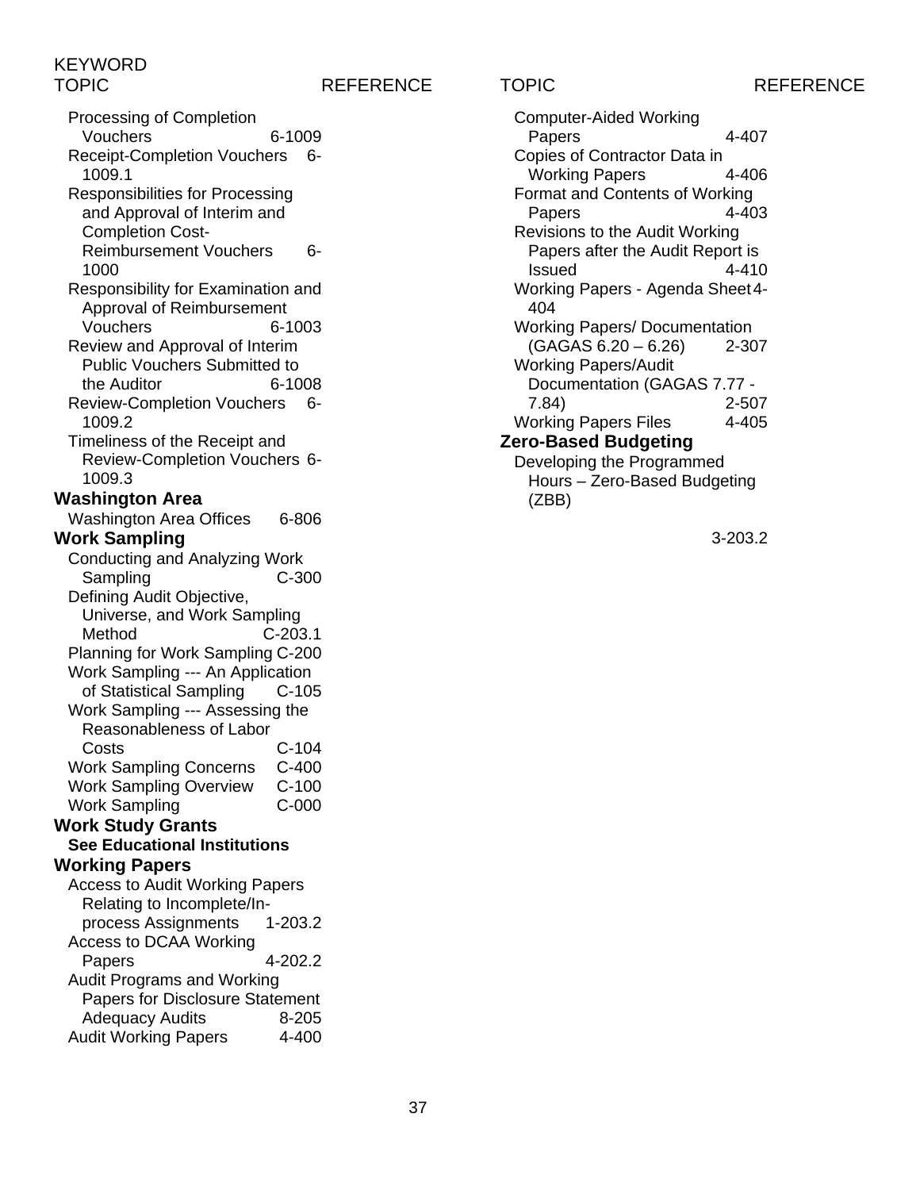| KEYWORD TOPIC | REFERENCE |
| --- | --- |
| Processing of Completion Vouchers | 6-1009 |
| Receipt-Completion Vouchers | 6-1009.1 |
| Responsibilities for Processing and Approval of Interim and Completion Cost-Reimbursement Vouchers | 6-1000 |
| Responsibility for Examination and Approval of Reimbursement Vouchers | 6-1003 |
| Review and Approval of Interim Public Vouchers Submitted to the Auditor | 6-1008 |
| Review-Completion Vouchers | 6-1009.2 |
| Timeliness of the Receipt and Review-Completion Vouchers | 6-1009.3 |
| **Washington Area** | |
| Washington Area Offices | 6-806 |
| **Work Sampling** | |
| Conducting and Analyzing Work Sampling | C-300 |
| Defining Audit Objective, Universe, and Work Sampling Method | C-203.1 |
| Planning for Work Sampling | C-200 |
| Work Sampling --- An Application of Statistical Sampling | C-105 |
| Work Sampling --- Assessing the Reasonableness of Labor Costs | C-104 |
| Work Sampling Concerns | C-400 |
| Work Sampling Overview | C-100 |
| Work Sampling | C-000 |
| **Work Study Grants** | |
| **See Educational Institutions** | |
| **Working Papers** | |
| Access to Audit Working Papers Relating to Incomplete/In-process Assignments | 1-203.2 |
| Access to DCAA Working Papers | 4-202.2 |
| Audit Programs and Working Papers for Disclosure Statement Adequacy Audits | 8-205 |
| Audit Working Papers | 4-400 |
| Computer-Aided Working Papers | 4-407 |
| Copies of Contractor Data in Working Papers | 4-406 |
| Format and Contents of Working Papers | 4-403 |
| Revisions to the Audit Working Papers after the Audit Report is Issued | 4-410 |
| Working Papers - Agenda Sheet | 4-404 |
| Working Papers/ Documentation (GAGAS 6.20 – 6.26) | 2-307 |
| Working Papers/Audit Documentation (GAGAS 7.77 - 7.84) | 2-507 |
| Working Papers Files | 4-405 |
| **Zero-Based Budgeting** | |
| Developing the Programmed Hours – Zero-Based Budgeting (ZBB) | 3-203.2 |